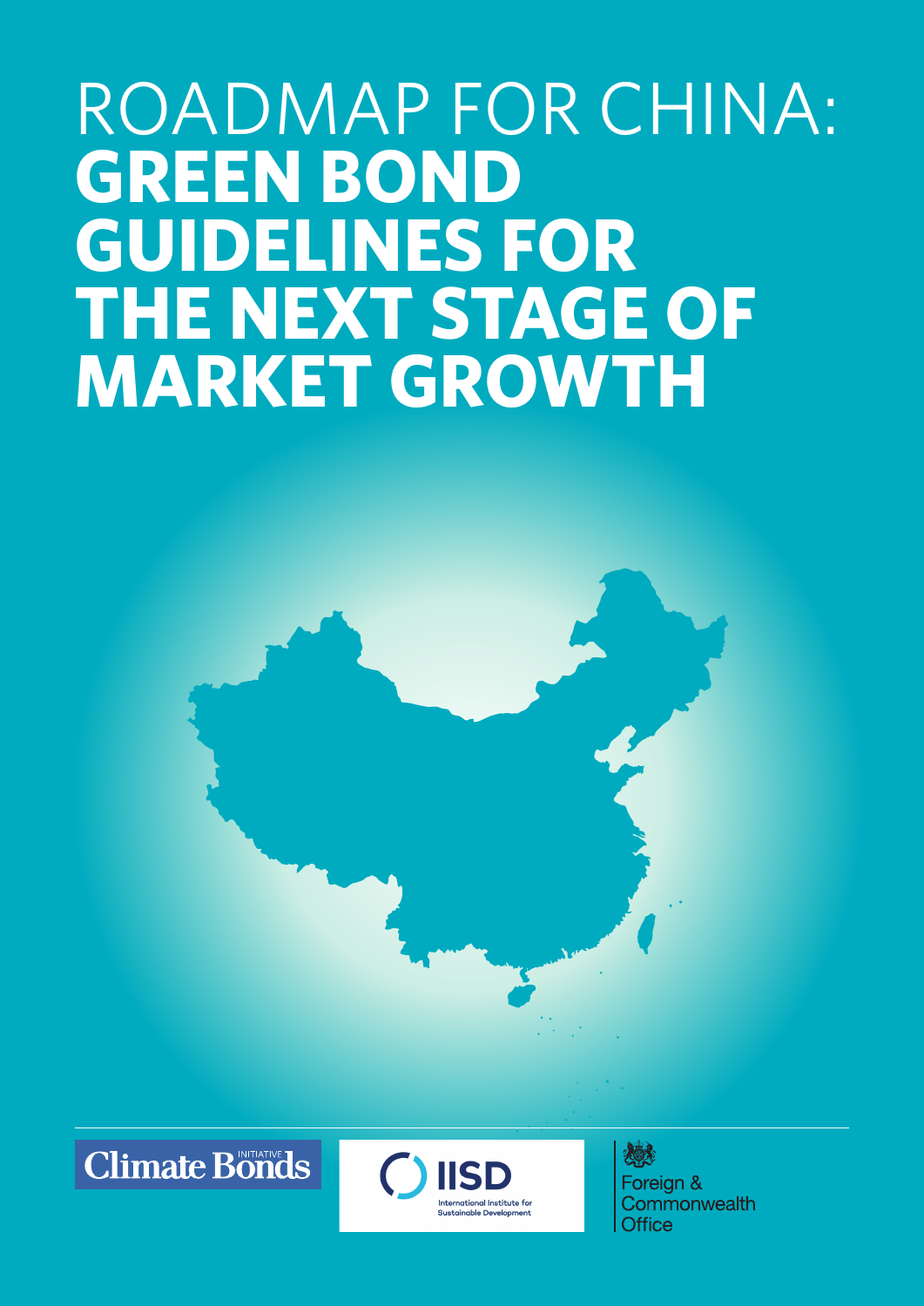# ROADMAP FOR CHINA: GREEN BOND GUIDELINES FOR THE NEXT STAGE OF MARKET GROWTH

Climate Bonds Initiative

IISD International Institute for Sustainable Development

Foreign & Commonwealth Office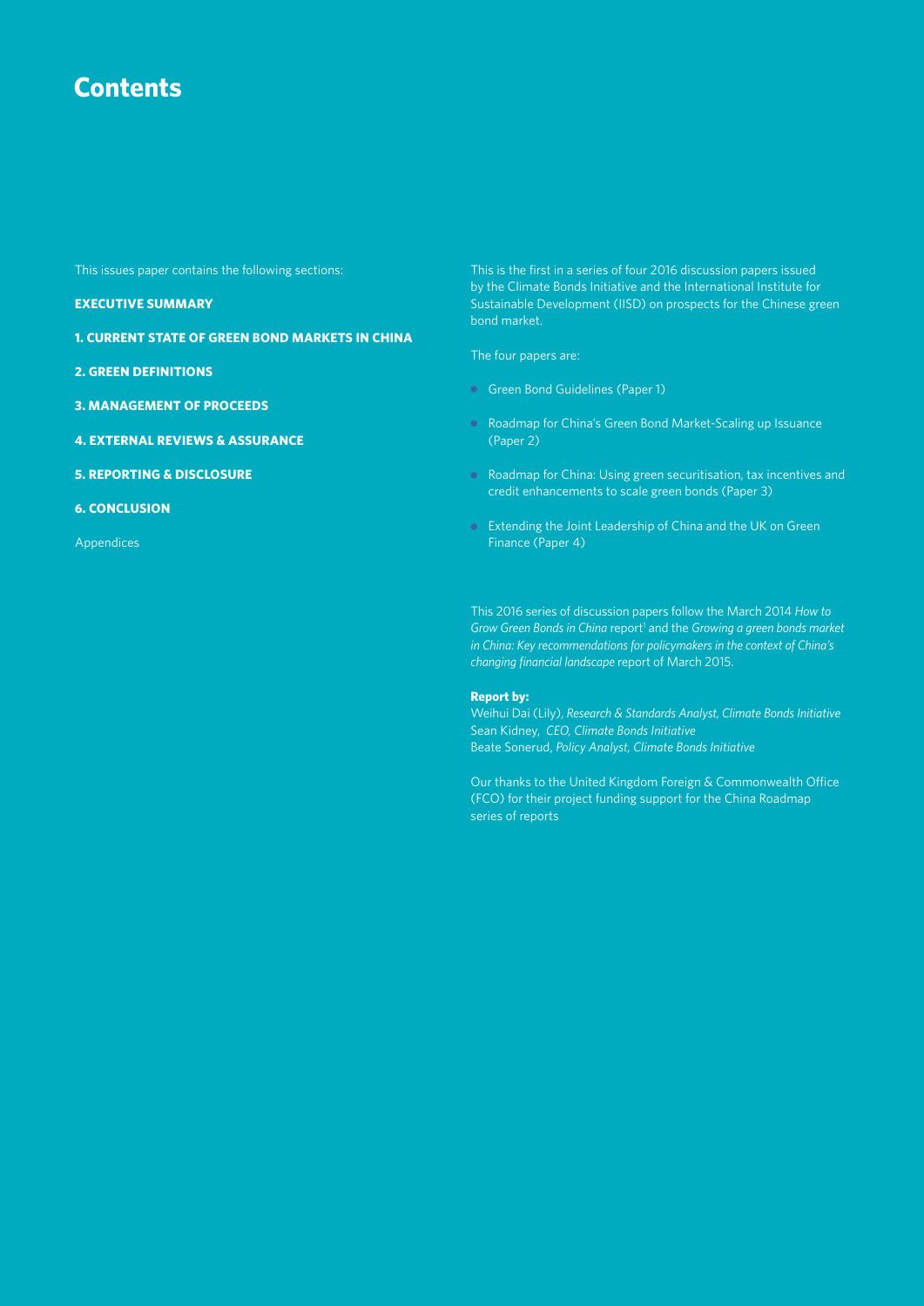# Contents

This issues paper contains the following sections:

**EXECUTIVE SUMMARY**

**1. CURRENT STATE OF GREEN BOND MARKETS IN CHINA**

**2. GREEN DEFINITIONS**

**3. MANAGEMENT OF PROCEEDS**

**4. EXTERNAL REVIEWS & ASSURANCE**

**5. REPORTING & DISCLOSURE**

**6. CONCLUSION**

Appendices

This is the first in a series of four 2016 discussion papers issued by the Climate Bonds Initiative and the International Institute for Sustainable Development (IISD) on prospects for the Chinese green bond market.

The four papers are:

- Green Bond Guidelines (Paper 1)
- Roadmap for China's Green Bond Market-Scaling up Issuance (Paper 2)
- Roadmap for China: Using green securitisation, tax incentives and credit enhancements to scale green bonds (Paper 3)
- Extending the Joint Leadership of China and the UK on Green Finance (Paper 4)

This 2016 series of discussion papers follow the March 2014 *How to Grow Green Bonds in China* report[1] and the *Growing a green bonds market in China: Key recommendations for policymakers in the context of China's changing financial landscape* report of March 2015.

**Report by:**
Weihui Dai (Lily), *Research & Standards Analyst, Climate Bonds Initiative*
Sean Kidney, *CEO, Climate Bonds Initiative*
Beate Sonerud, *Policy Analyst, Climate Bonds Initiative*

Our thanks to the United Kingdom Foreign & Commonwealth Office (FCO) for their project funding support for the China Roadmap series of reports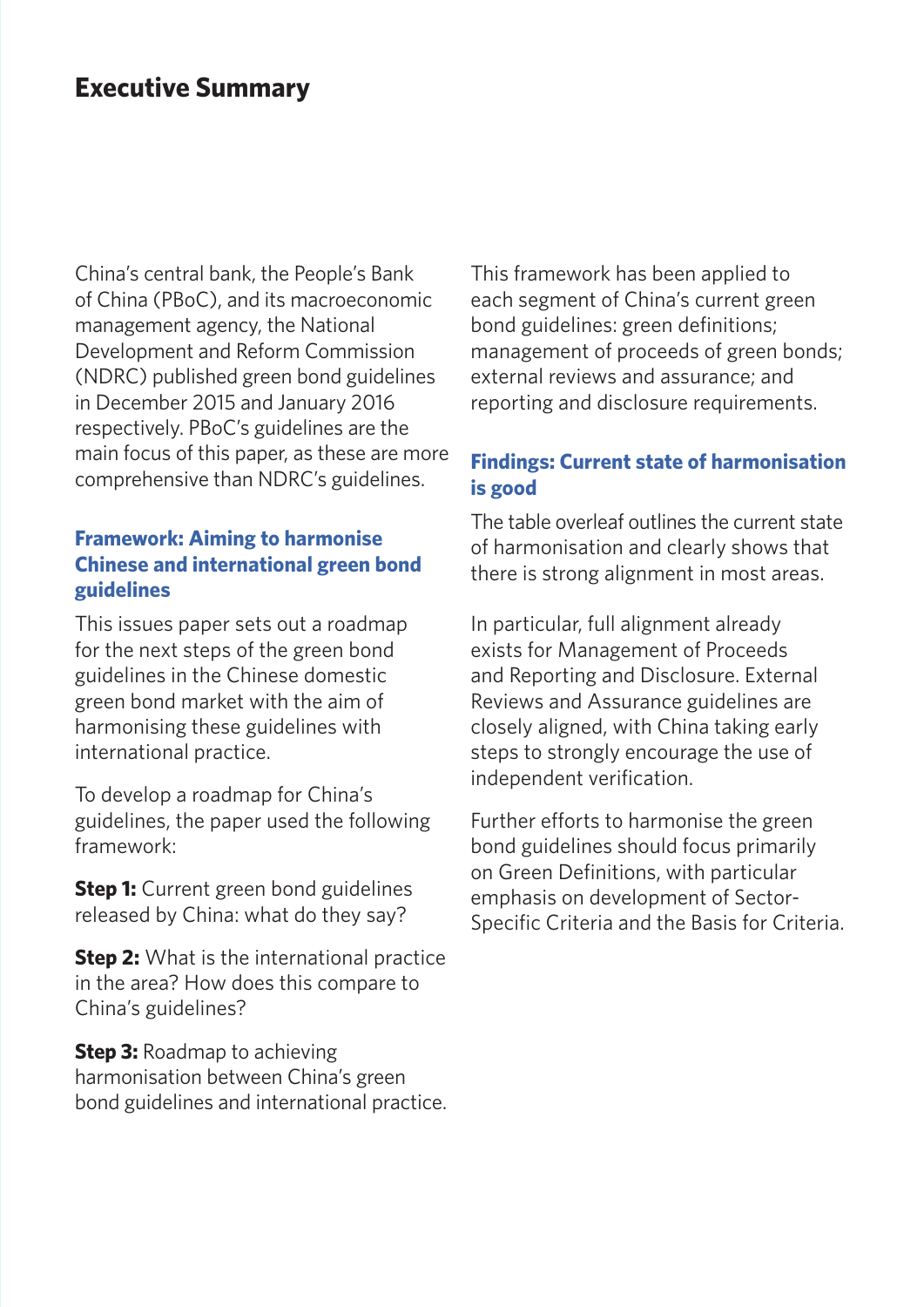# Executive Summary

China's central bank, the People's Bank of China (PBoC), and its macroeconomic management agency, the National Development and Reform Commission (NDRC) published green bond guidelines in December 2015 and January 2016 respectively. PBoC's guidelines are the main focus of this paper, as these are more comprehensive than NDRC's guidelines.

### Framework: Aiming to harmonise Chinese and international green bond guidelines

This issues paper sets out a roadmap for the next steps of the green bond guidelines in the Chinese domestic green bond market with the aim of harmonising these guidelines with international practice.

To develop a roadmap for China's guidelines, the paper used the following framework:

**Step 1:** Current green bond guidelines released by China: what do they say?

**Step 2:** What is the international practice in the area? How does this compare to China's guidelines?

**Step 3:** Roadmap to achieving harmonisation between China's green bond guidelines and international practice.

This framework has been applied to each segment of China's current green bond guidelines: green definitions; management of proceeds of green bonds; external reviews and assurance; and reporting and disclosure requirements.

### Findings: Current state of harmonisation is good

The table overleaf outlines the current state of harmonisation and clearly shows that there is strong alignment in most areas.

In particular, full alignment already exists for Management of Proceeds and Reporting and Disclosure. External Reviews and Assurance guidelines are closely aligned, with China taking early steps to strongly encourage the use of independent verification.

Further efforts to harmonise the green bond guidelines should focus primarily on Green Definitions, with particular emphasis on development of Sector-Specific Criteria and the Basis for Criteria.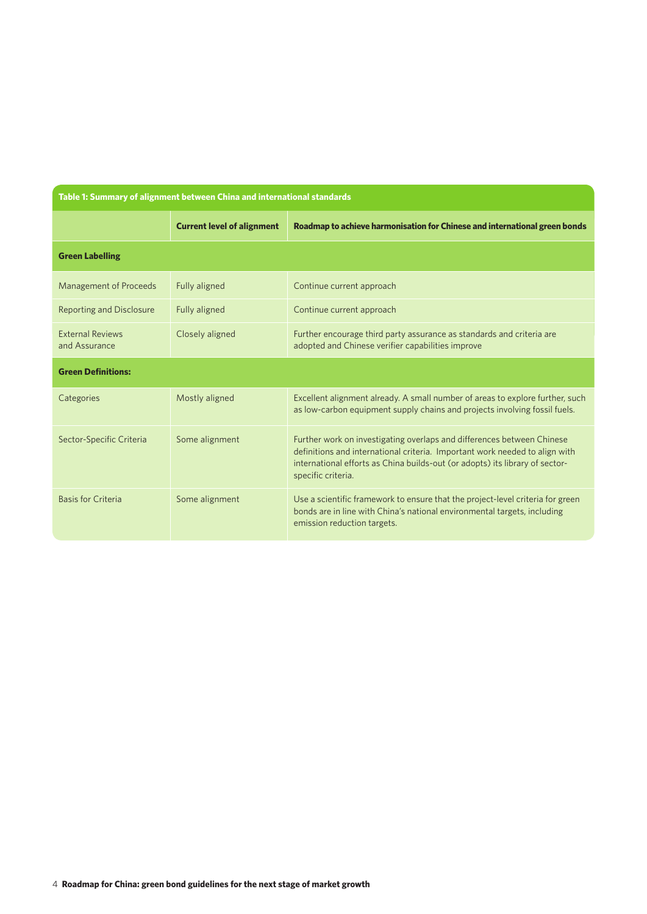**Table 1: Summary of alignment between China and international standards**

| | Current level of alignment | Roadmap to achieve harmonisation for Chinese and international green bonds |
|---|---|---|
| **Green Labelling** | | |
| Management of Proceeds | Fully aligned | Continue current approach |
| Reporting and Disclosure | Fully aligned | Continue current approach |
| External Reviews and Assurance | Closely aligned | Further encourage third party assurance as standards and criteria are adopted and Chinese verifier capabilities improve |
| **Green Definitions:** | | |
| Categories | Mostly aligned | Excellent alignment already. A small number of areas to explore further, such as low-carbon equipment supply chains and projects involving fossil fuels. |
| Sector-Specific Criteria | Some alignment | Further work on investigating overlaps and differences between Chinese definitions and international criteria. Important work needed to align with international efforts as China builds-out (or adopts) its library of sector-specific criteria. |
| Basis for Criteria | Some alignment | Use a scientific framework to ensure that the project-level criteria for green bonds are in line with China's national environmental targets, including emission reduction targets. |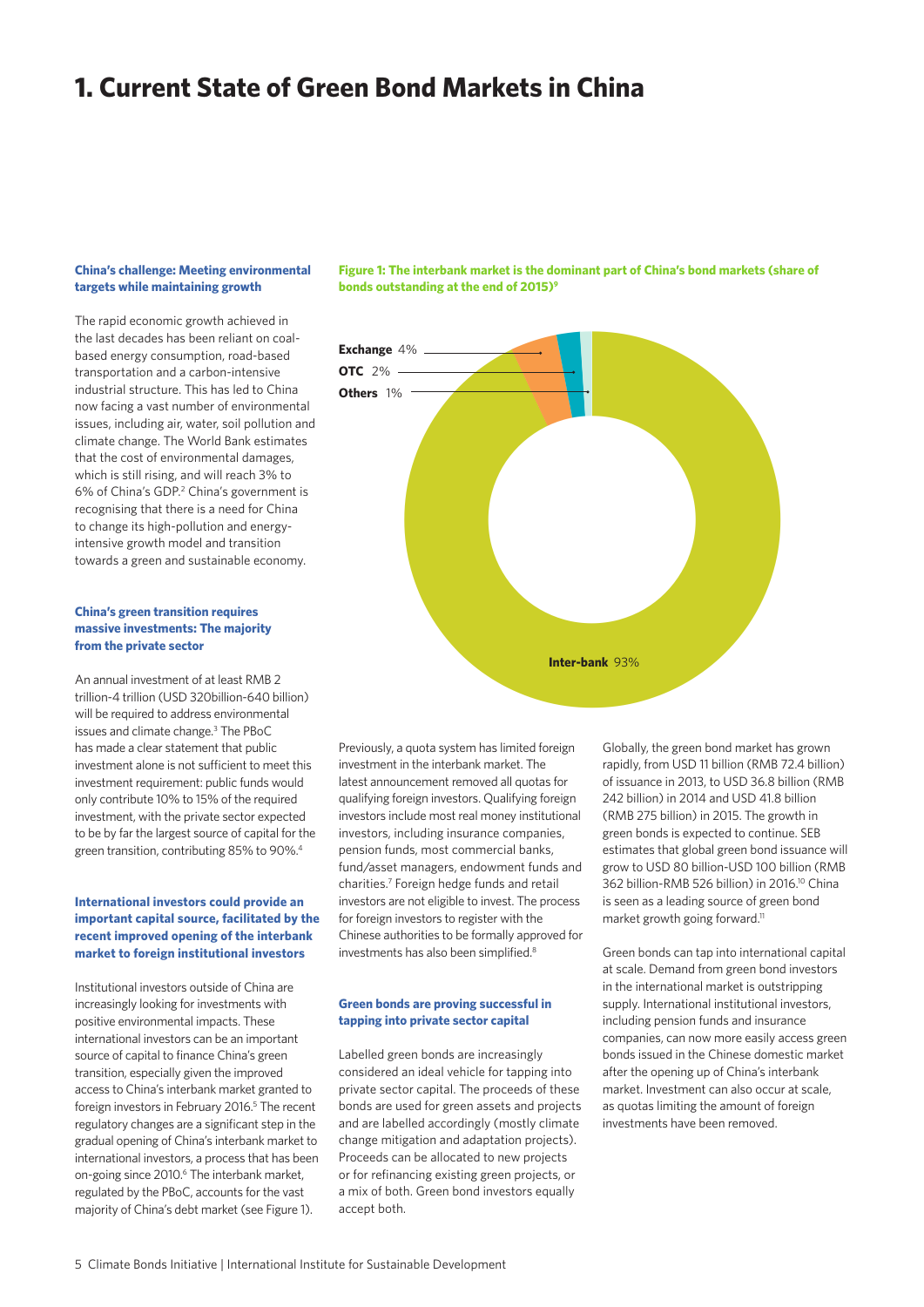# 1. Current State of Green Bond Markets in China

### China's challenge: Meeting environmental targets while maintaining growth

The rapid economic growth achieved in the last decades has been reliant on coal-based energy consumption, road-based transportation and a carbon-intensive industrial structure. This has led to China now facing a vast number of environmental issues, including air, water, soil pollution and climate change. The World Bank estimates that the cost of environmental damages, which is still rising, and will reach 3% to 6% of China's GDP.[2] China's government is recognising that there is a need for China to change its high-pollution and energy-intensive growth model and transition towards a green and sustainable economy.

### China's green transition requires massive investments: The majority from the private sector

An annual investment of at least RMB 2 trillion-4 trillion (USD 320billion-640 billion) will be required to address environmental issues and climate change.[3] The PBoC has made a clear statement that public investment alone is not sufficient to meet this investment requirement: public funds would only contribute 10% to 15% of the required investment, with the private sector expected to be by far the largest source of capital for the green transition, contributing 85% to 90%.[4]

### International investors could provide an important capital source, facilitated by the recent improved opening of the interbank market to foreign institutional investors

Institutional investors outside of China are increasingly looking for investments with positive environmental impacts. These international investors can be an important source of capital to finance China's green transition, especially given the improved access to China's interbank market granted to foreign investors in February 2016.[5] The recent regulatory changes are a significant step in the gradual opening of China's interbank market to international investors, a process that has been on-going since 2010.[6] The interbank market, regulated by the PBoC, accounts for the vast majority of China's debt market (see Figure 1).

**Figure 1: The interbank market is the dominant part of China's bond markets (share of bonds outstanding at the end of 2015)[9]**

| Market | Share |
|---|---|
| Inter-bank | 93% |
| Exchange | 4% |
| OTC | 2% |
| Others | 1% |

Previously, a quota system has limited foreign investment in the interbank market. The latest announcement removed all quotas for qualifying foreign investors. Qualifying foreign investors include most real money institutional investors, including insurance companies, pension funds, most commercial banks, fund/asset managers, endowment funds and charities.[7] Foreign hedge funds and retail investors are not eligible to invest. The process for foreign investors to register with the Chinese authorities to be formally approved for investments has also been simplified.[8]

### Green bonds are proving successful in tapping into private sector capital

Labelled green bonds are increasingly considered an ideal vehicle for tapping into private sector capital. The proceeds of these bonds are used for green assets and projects and are labelled accordingly (mostly climate change mitigation and adaptation projects). Proceeds can be allocated to new projects or for refinancing existing green projects, or a mix of both. Green bond investors equally accept both.

Globally, the green bond market has grown rapidly, from USD 11 billion (RMB 72.4 billion) of issuance in 2013, to USD 36.8 billion (RMB 242 billion) in 2014 and USD 41.8 billion (RMB 275 billion) in 2015. The growth in green bonds is expected to continue. SEB estimates that global green bond issuance will grow to USD 80 billion-USD 100 billion (RMB 362 billion-RMB 526 billion) in 2016.[10] China is seen as a leading source of green bond market growth going forward.[11]

Green bonds can tap into international capital at scale. Demand from green bond investors in the international market is outstripping supply. International institutional investors, including pension funds and insurance companies, can now more easily access green bonds issued in the Chinese domestic market after the opening up of China's interbank market. Investment can also occur at scale, as quotas limiting the amount of foreign investments have been removed.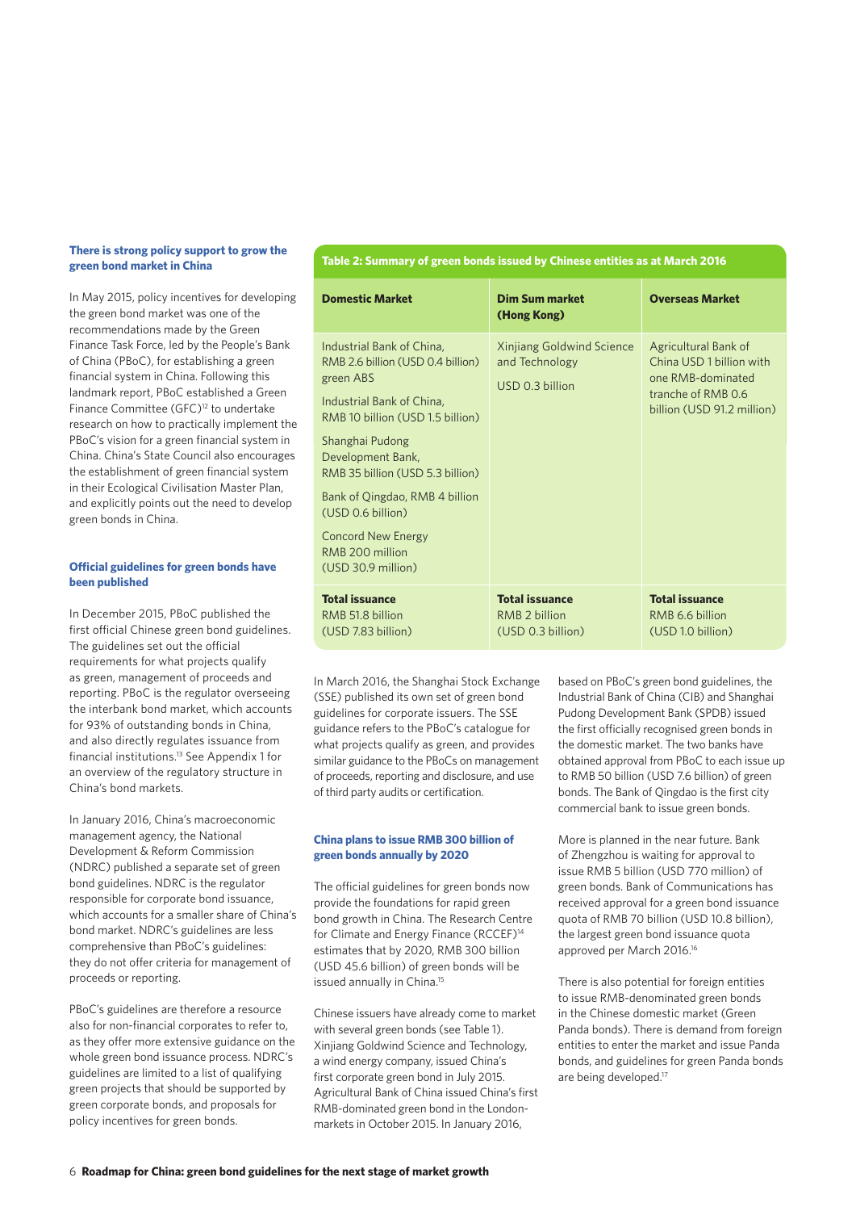### There is strong policy support to grow the green bond market in China

In May 2015, policy incentives for developing the green bond market was one of the recommendations made by the Green Finance Task Force, led by the People's Bank of China (PBoC), for establishing a green financial system in China. Following this landmark report, PBoC established a Green Finance Committee (GFC)[12] to undertake research on how to practically implement the PBoC's vision for a green financial system in China. China's State Council also encourages the establishment of green financial system in their Ecological Civilisation Master Plan, and explicitly points out the need to develop green bonds in China.

### Official guidelines for green bonds have been published

In December 2015, PBoC published the first official Chinese green bond guidelines. The guidelines set out the official requirements for what projects qualify as green, management of proceeds and reporting. PBoC is the regulator overseeing the interbank bond market, which accounts for 93% of outstanding bonds in China, and also directly regulates issuance from financial institutions.[13] See Appendix 1 for an overview of the regulatory structure in China's bond markets.

In January 2016, China's macroeconomic management agency, the National Development & Reform Commission (NDRC) published a separate set of green bond guidelines. NDRC is the regulator responsible for corporate bond issuance, which accounts for a smaller share of China's bond market. NDRC's guidelines are less comprehensive than PBoC's guidelines: they do not offer criteria for management of proceeds or reporting.

PBoC's guidelines are therefore a resource also for non-financial corporates to refer to, as they offer more extensive guidance on the whole green bond issuance process. NDRC's guidelines are limited to a list of qualifying green projects that should be supported by green corporate bonds, and proposals for policy incentives for green bonds.

**Table 2: Summary of green bonds issued by Chinese entities as at March 2016**

| Domestic Market | Dim Sum market (Hong Kong) | Overseas Market |
|---|---|---|
| Industrial Bank of China, RMB 2.6 billion (USD 0.4 billion) green ABS<br><br>Industrial Bank of China, RMB 10 billion (USD 1.5 billion)<br><br>Shanghai Pudong Development Bank, RMB 35 billion (USD 5.3 billion)<br><br>Bank of Qingdao, RMB 4 billion (USD 0.6 billion)<br><br>Concord New Energy RMB 200 million (USD 30.9 million) | Xinjiang Goldwind Science and Technology<br><br>USD 0.3 billion | Agricultural Bank of China USD 1 billion with one RMB-dominated tranche of RMB 0.6 billion (USD 91.2 million) |
| **Total issuance**<br>RMB 51.8 billion<br>(USD 7.83 billion) | **Total issuance**<br>RMB 2 billion<br>(USD 0.3 billion) | **Total issuance**<br>RMB 6.6 billion<br>(USD 1.0 billion) |

In March 2016, the Shanghai Stock Exchange (SSE) published its own set of green bond guidelines for corporate issuers. The SSE guidance refers to the PBoC's catalogue for what projects qualify as green, and provides similar guidance to the PBoCs on management of proceeds, reporting and disclosure, and use of third party audits or certification.

### China plans to issue RMB 300 billion of green bonds annually by 2020

The official guidelines for green bonds now provide the foundations for rapid green bond growth in China. The Research Centre for Climate and Energy Finance (RCCEF)[14] estimates that by 2020, RMB 300 billion (USD 45.6 billion) of green bonds will be issued annually in China.[15]

Chinese issuers have already come to market with several green bonds (see Table 1). Xinjiang Goldwind Science and Technology, a wind energy company, issued China's first corporate green bond in July 2015. Agricultural Bank of China issued China's first RMB-dominated green bond in the London-markets in October 2015. In January 2016, based on PBoC's green bond guidelines, the Industrial Bank of China (CIB) and Shanghai Pudong Development Bank (SPDB) issued the first officially recognised green bonds in the domestic market. The two banks have obtained approval from PBoC to each issue up to RMB 50 billion (USD 7.6 billion) of green bonds. The Bank of Qingdao is the first city commercial bank to issue green bonds.

More is planned in the near future. Bank of Zhengzhou is waiting for approval to issue RMB 5 billion (USD 770 million) of green bonds. Bank of Communications has received approval for a green bond issuance quota of RMB 70 billion (USD 10.8 billion), the largest green bond issuance quota approved per March 2016.[16]

There is also potential for foreign entities to issue RMB-denominated green bonds in the Chinese domestic market (Green Panda bonds). There is demand from foreign entities to enter the market and issue Panda bonds, and guidelines for green Panda bonds are being developed.[17]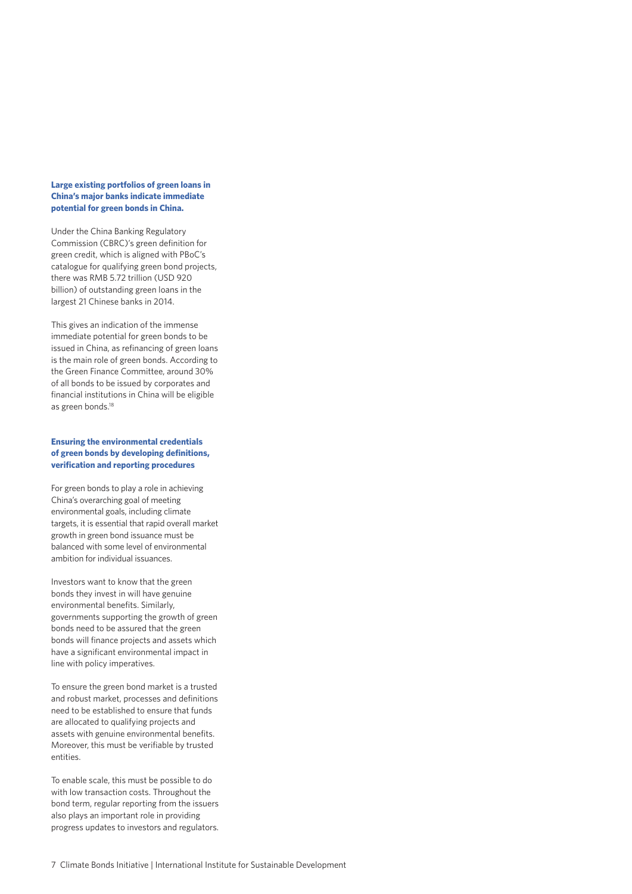### Large existing portfolios of green loans in China's major banks indicate immediate potential for green bonds in China.

Under the China Banking Regulatory Commission (CBRC)'s green definition for green credit, which is aligned with PBoC's catalogue for qualifying green bond projects, there was RMB 5.72 trillion (USD 920 billion) of outstanding green loans in the largest 21 Chinese banks in 2014.

This gives an indication of the immense immediate potential for green bonds to be issued in China, as refinancing of green loans is the main role of green bonds. According to the Green Finance Committee, around 30% of all bonds to be issued by corporates and financial institutions in China will be eligible as green bonds.[18]

### Ensuring the environmental credentials of green bonds by developing definitions, verification and reporting procedures

For green bonds to play a role in achieving China's overarching goal of meeting environmental goals, including climate targets, it is essential that rapid overall market growth in green bond issuance must be balanced with some level of environmental ambition for individual issuances.

Investors want to know that the green bonds they invest in will have genuine environmental benefits. Similarly, governments supporting the growth of green bonds need to be assured that the green bonds will finance projects and assets which have a significant environmental impact in line with policy imperatives.

To ensure the green bond market is a trusted and robust market, processes and definitions need to be established to ensure that funds are allocated to qualifying projects and assets with genuine environmental benefits. Moreover, this must be verifiable by trusted entities.

To enable scale, this must be possible to do with low transaction costs. Throughout the bond term, regular reporting from the issuers also plays an important role in providing progress updates to investors and regulators.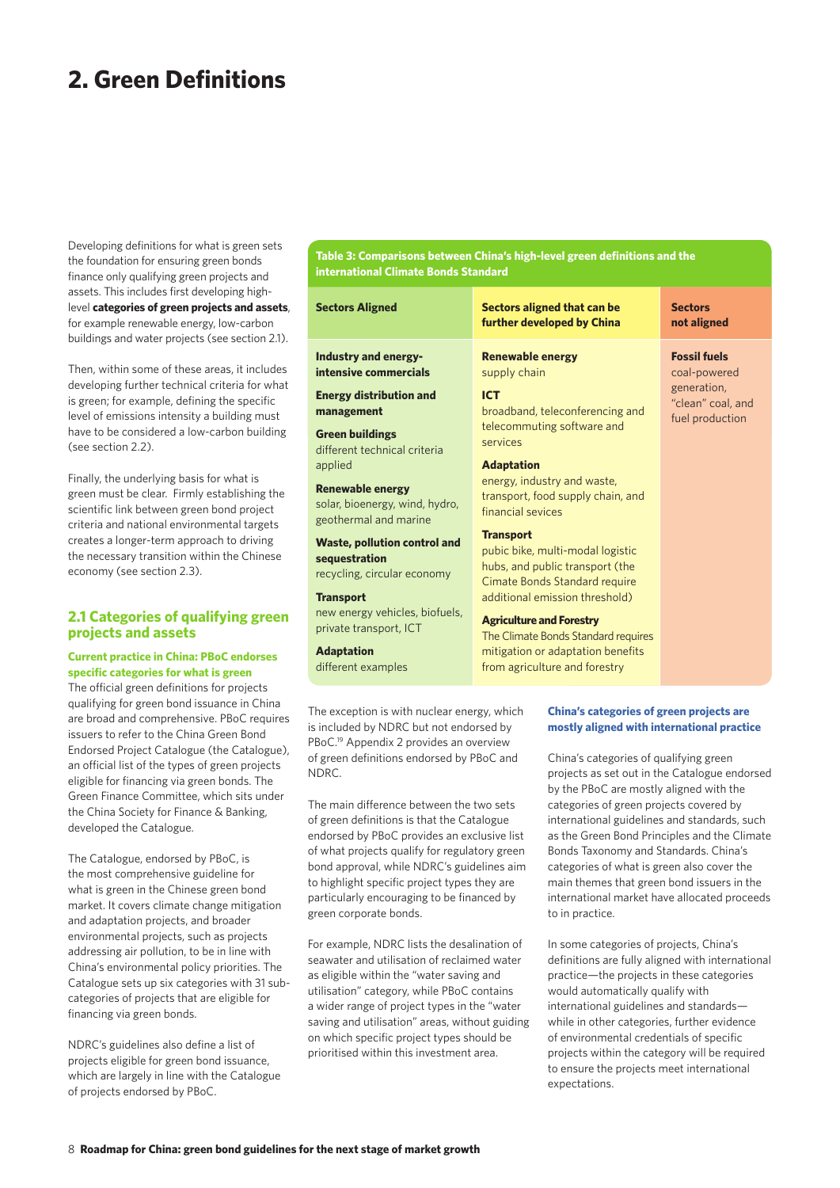# 2. Green Definitions

Developing definitions for what is green sets the foundation for ensuring green bonds finance only qualifying green projects and assets. This includes first developing high-level **categories of green projects and assets**, for example renewable energy, low-carbon buildings and water projects (see section 2.1).

Then, within some of these areas, it includes developing further technical criteria for what is green; for example, defining the specific level of emissions intensity a building must have to be considered a low-carbon building (see section 2.2).

Finally, the underlying basis for what is green must be clear. Firmly establishing the scientific link between green bond project criteria and national environmental targets creates a longer-term approach to driving the necessary transition within the Chinese economy (see section 2.3).

## 2.1 Categories of qualifying green projects and assets

### Current practice in China: PBoC endorses specific categories for what is green

The official green definitions for projects qualifying for green bond issuance in China are broad and comprehensive. PBoC requires issuers to refer to the China Green Bond Endorsed Project Catalogue (the Catalogue), an official list of the types of green projects eligible for financing via green bonds. The Green Finance Committee, which sits under the China Society for Finance & Banking, developed the Catalogue.

The Catalogue, endorsed by PBoC, is the most comprehensive guideline for what is green in the Chinese green bond market. It covers climate change mitigation and adaptation projects, and broader environmental projects, such as projects addressing air pollution, to be in line with China's environmental policy priorities. The Catalogue sets up six categories with 31 sub-categories of projects that are eligible for financing via green bonds.

NDRC's guidelines also define a list of projects eligible for green bond issuance, which are largely in line with the Catalogue of projects endorsed by PBoC.

**Table 3: Comparisons between China's high-level green definitions and the international Climate Bonds Standard**

| Sectors Aligned | Sectors aligned that can be further developed by China | Sectors not aligned |
|---|---|---|
| **Industry and energy-intensive commercials**<br>**Energy distribution and management**<br>**Green buildings** different technical criteria applied<br>**Renewable energy** solar, bioenergy, wind, hydro, geothermal and marine<br>**Waste, pollution control and sequestration** recycling, circular economy<br>**Transport** new energy vehicles, biofuels, private transport, ICT<br>**Adaptation** different examples | **Renewable energy** supply chain<br>**ICT** broadband, teleconferencing and telecommuting software and services<br>**Adaptation** energy, industry and waste, transport, food supply chain, and financial sevices<br>**Transport** pubic bike, multi-modal logistic hubs, and public transport (the Cimate Bonds Standard require additional emission threshold)<br>**Agriculture and Forestry** The Climate Bonds Standard requires mitigation or adaptation benefits from agriculture and forestry | **Fossil fuels** coal-powered generation, "clean" coal, and fuel production |

The exception is with nuclear energy, which is included by NDRC but not endorsed by PBoC.[19] Appendix 2 provides an overview of green definitions endorsed by PBoC and NDRC.

The main difference between the two sets of green definitions is that the Catalogue endorsed by PBoC provides an exclusive list of what projects qualify for regulatory green bond approval, while NDRC's guidelines aim to highlight specific project types they are particularly encouraging to be financed by green corporate bonds.

For example, NDRC lists the desalination of seawater and utilisation of reclaimed water as eligible within the "water saving and utilisation" category, while PBoC contains a wider range of project types in the "water saving and utilisation" areas, without guiding on which specific project types should be prioritised within this investment area.

### China's categories of green projects are mostly aligned with international practice

China's categories of qualifying green projects as set out in the Catalogue endorsed by the PBoC are mostly aligned with the categories of green projects covered by international guidelines and standards, such as the Green Bond Principles and the Climate Bonds Taxonomy and Standards. China's categories of what is green also cover the main themes that green bond issuers in the international market have allocated proceeds to in practice.

In some categories of projects, China's definitions are fully aligned with international practice—the projects in these categories would automatically qualify with international guidelines and standards—while in other categories, further evidence of environmental credentials of specific projects within the category will be required to ensure the projects meet international expectations.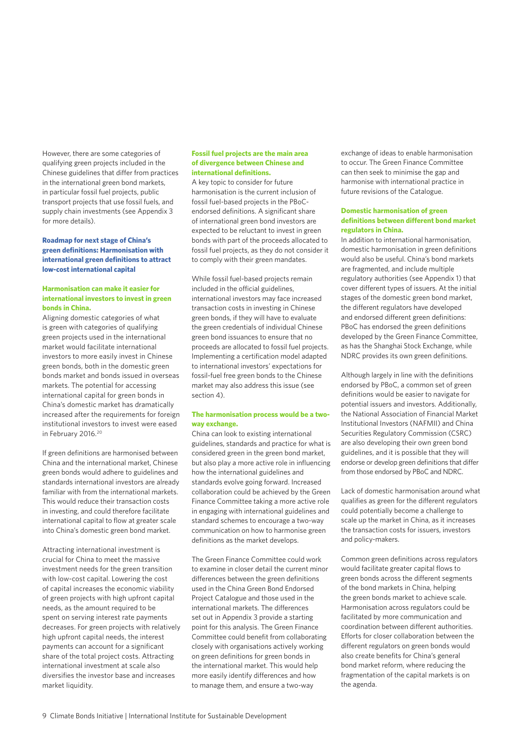However, there are some categories of qualifying green projects included in the Chinese guidelines that differ from practices in the international green bond markets, in particular fossil fuel projects, public transport projects that use fossil fuels, and supply chain investments (see Appendix 3 for more details).

## Roadmap for next stage of China's green definitions: Harmonisation with international green definitions to attract low-cost international capital

### Harmonisation can make it easier for international investors to invest in green bonds in China.

Aligning domestic categories of what is green with categories of qualifying green projects used in the international market would facilitate international investors to more easily invest in Chinese green bonds, both in the domestic green bonds market and bonds issued in overseas markets. The potential for accessing international capital for green bonds in China's domestic market has dramatically increased after the requirements for foreign institutional investors to invest were eased in February 2016.[20]

If green definitions are harmonised between China and the international market, Chinese green bonds would adhere to guidelines and standards international investors are already familiar with from the international markets. This would reduce their transaction costs in investing, and could therefore facilitate international capital to flow at greater scale into China's domestic green bond market.

Attracting international investment is crucial for China to meet the massive investment needs for the green transition with low-cost capital. Lowering the cost of capital increases the economic viability of green projects with high upfront capital needs, as the amount required to be spent on serving interest rate payments decreases. For green projects with relatively high upfront capital needs, the interest payments can account for a significant share of the total project costs. Attracting international investment at scale also diversifies the investor base and increases market liquidity.

### Fossil fuel projects are the main area of divergence between Chinese and international definitions.

A key topic to consider for future harmonisation is the current inclusion of fossil fuel-based projects in the PBoC-endorsed definitions. A significant share of international green bond investors are expected to be reluctant to invest in green bonds with part of the proceeds allocated to fossil fuel projects, as they do not consider it to comply with their green mandates.

While fossil fuel-based projects remain included in the official guidelines, international investors may face increased transaction costs in investing in Chinese green bonds, if they will have to evaluate the green credentials of individual Chinese green bond issuances to ensure that no proceeds are allocated to fossil fuel projects. Implementing a certification model adapted to international investors' expectations for fossil-fuel free green bonds to the Chinese market may also address this issue (see section 4).

### The harmonisation process would be a two-way exchange.

China can look to existing international guidelines, standards and practice for what is considered green in the green bond market, but also play a more active role in influencing how the international guidelines and standards evolve going forward. Increased collaboration could be achieved by the Green Finance Committee taking a more active role in engaging with international guidelines and standard schemes to encourage a two-way communication on how to harmonise green definitions as the market develops.

The Green Finance Committee could work to examine in closer detail the current minor differences between the green definitions used in the China Green Bond Endorsed Project Catalogue and those used in the international markets. The differences set out in Appendix 3 provide a starting point for this analysis. The Green Finance Committee could benefit from collaborating closely with organisations actively working on green definitions for green bonds in the international market. This would help more easily identify differences and how to manage them, and ensure a two-way exchange of ideas to enable harmonisation to occur. The Green Finance Committee can then seek to minimise the gap and harmonise with international practice in future revisions of the Catalogue.

### Domestic harmonisation of green definitions between different bond market regulators in China.

In addition to international harmonisation, domestic harmonisation in green definitions would also be useful. China's bond markets are fragmented, and include multiple regulatory authorities (see Appendix 1) that cover different types of issuers. At the initial stages of the domestic green bond market, the different regulators have developed and endorsed different green definitions: PBoC has endorsed the green definitions developed by the Green Finance Committee, as has the Shanghai Stock Exchange, while NDRC provides its own green definitions.

Although largely in line with the definitions endorsed by PBoC, a common set of green definitions would be easier to navigate for potential issuers and investors. Additionally, the National Association of Financial Market Institutional Investors (NAFMII) and China Securities Regulatory Commission (CSRC) are also developing their own green bond guidelines, and it is possible that they will endorse or develop green definitions that differ from those endorsed by PBoC and NDRC.

Lack of domestic harmonisation around what qualifies as green for the different regulators could potentially become a challenge to scale up the market in China, as it increases the transaction costs for issuers, investors and policy-makers.

Common green definitions across regulators would facilitate greater capital flows to green bonds across the different segments of the bond markets in China, helping the green bonds market to achieve scale. Harmonisation across regulators could be facilitated by more communication and coordination between different authorities. Efforts for closer collaboration between the different regulators on green bonds would also create benefits for China's general bond market reform, where reducing the fragmentation of the capital markets is on the agenda.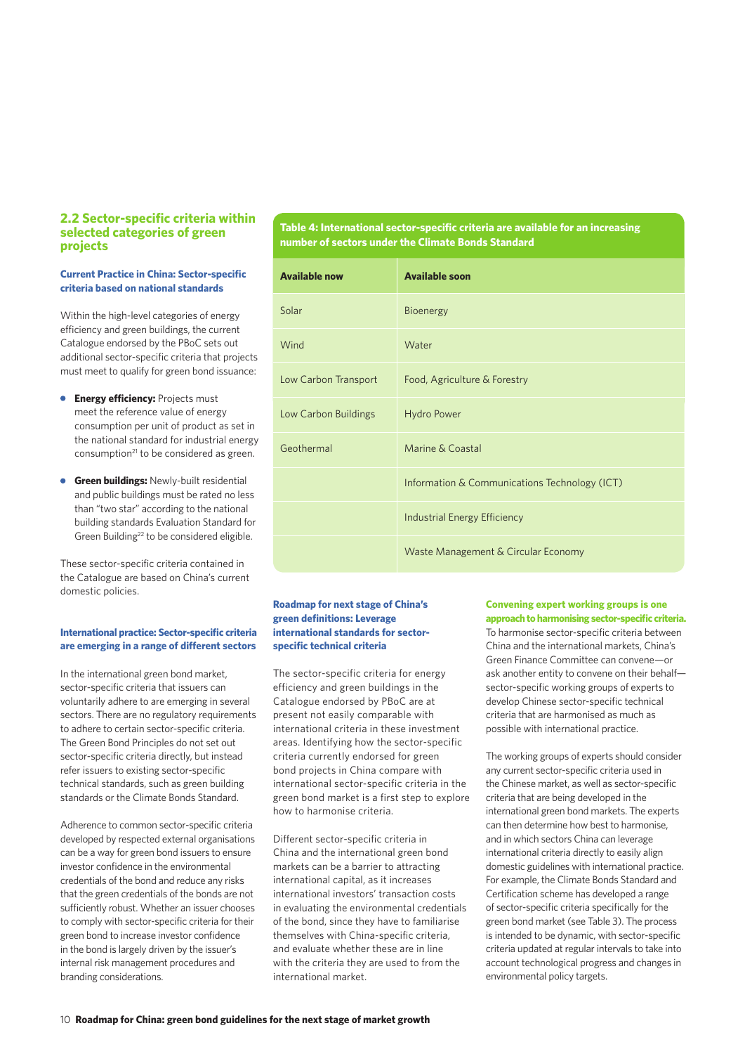## 2.2 Sector-specific criteria within selected categories of green projects

### Current Practice in China: Sector-specific criteria based on national standards

Within the high-level categories of energy efficiency and green buildings, the current Catalogue endorsed by the PBoC sets out additional sector-specific criteria that projects must meet to qualify for green bond issuance:

- **Energy efficiency:** Projects must meet the reference value of energy consumption per unit of product as set in the national standard for industrial energy consumption[21] to be considered as green.
- **Green buildings:** Newly-built residential and public buildings must be rated no less than "two star" according to the national building standards Evaluation Standard for Green Building[22] to be considered eligible.

These sector-specific criteria contained in the Catalogue are based on China's current domestic policies.

### International practice: Sector-specific criteria are emerging in a range of different sectors

In the international green bond market, sector-specific criteria that issuers can voluntarily adhere to are emerging in several sectors. There are no regulatory requirements to adhere to certain sector-specific criteria. The Green Bond Principles do not set out sector-specific criteria directly, but instead refer issuers to existing sector-specific technical standards, such as green building standards or the Climate Bonds Standard.

Adherence to common sector-specific criteria developed by respected external organisations can be a way for green bond issuers to ensure investor confidence in the environmental credentials of the bond and reduce any risks that the green credentials of the bonds are not sufficiently robust. Whether an issuer chooses to comply with sector-specific criteria for their green bond to increase investor confidence in the bond is largely driven by the issuer's internal risk management procedures and branding considerations.

**Table 4: International sector-specific criteria are available for an increasing number of sectors under the Climate Bonds Standard**

| Available now | Available soon |
|---|---|
| Solar | Bioenergy |
| Wind | Water |
| Low Carbon Transport | Food, Agriculture & Forestry |
| Low Carbon Buildings | Hydro Power |
| Geothermal | Marine & Coastal |
| | Information & Communications Technology (ICT) |
| | Industrial Energy Efficiency |
| | Waste Management & Circular Economy |

### Roadmap for next stage of China's green definitions: Leverage international standards for sector-specific technical criteria

The sector-specific criteria for energy efficiency and green buildings in the Catalogue endorsed by PBoC are at present not easily comparable with international criteria in these investment areas. Identifying how the sector-specific criteria currently endorsed for green bond projects in China compare with international sector-specific criteria in the green bond market is a first step to explore how to harmonise criteria.

Different sector-specific criteria in China and the international green bond markets can be a barrier to attracting international capital, as it increases international investors' transaction costs in evaluating the environmental credentials of the bond, since they have to familiarise themselves with China-specific criteria, and evaluate whether these are in line with the criteria they are used to from the international market.

**Convening expert working groups is one approach to harmonising sector-specific criteria.** To harmonise sector-specific criteria between China and the international markets, China's Green Finance Committee can convene—or ask another entity to convene on their behalf—sector-specific working groups of experts to develop Chinese sector-specific technical criteria that are harmonised as much as possible with international practice.

The working groups of experts should consider any current sector-specific criteria used in the Chinese market, as well as sector-specific criteria that are being developed in the international green bond markets. The experts can then determine how best to harmonise, and in which sectors China can leverage international criteria directly to easily align domestic guidelines with international practice. For example, the Climate Bonds Standard and Certification scheme has developed a range of sector-specific criteria specifically for the green bond market (see Table 3). The process is intended to be dynamic, with sector-specific criteria updated at regular intervals to take into account technological progress and changes in environmental policy targets.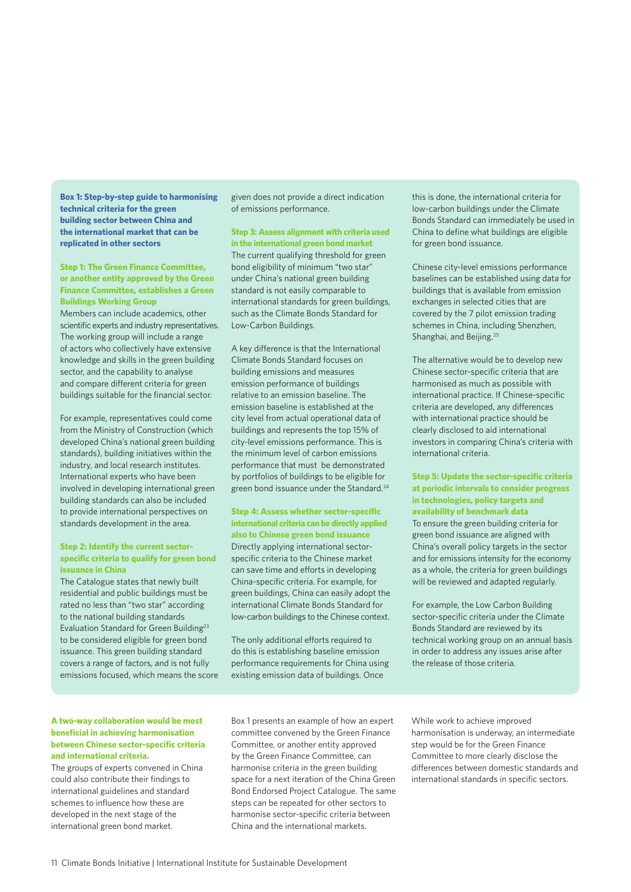### Box 1: Step-by-step guide to harmonising technical criteria for the green building sector between China and the international market that can be replicated in other sectors

**Step 1: The Green Finance Committee, or another entity approved by the Green Finance Committee, establishes a Green Buildings Working Group**

Members can include academics, other scientific experts and industry representatives. The working group will include a range of actors who collectively have extensive knowledge and skills in the green building sector, and the capability to analyse and compare different criteria for green buildings suitable for the financial sector.

For example, representatives could come from the Ministry of Construction (which developed China's national green building standards), building initiatives within the industry, and local research institutes. International experts who have been involved in developing international green building standards can also be included to provide international perspectives on standards development in the area.

**Step 2: Identify the current sector-specific criteria to qualify for green bond issuance in China**

The Catalogue states that newly built residential and public buildings must be rated no less than "two star" according to the national building standards Evaluation Standard for Green Building[23] to be considered eligible for green bond issuance. This green building standard covers a range of factors, and is not fully emissions focused, which means the score given does not provide a direct indication of emissions performance.

**Step 3: Assess alignment with criteria used in the international green bond market**

The current qualifying threshold for green bond eligibility of minimum "two star" under China's national green building standard is not easily comparable to international standards for green buildings, such as the Climate Bonds Standard for Low-Carbon Buildings.

A key difference is that the International Climate Bonds Standard focuses on building emissions and measures emission performance of buildings relative to an emission baseline. The emission baseline is established at the city level from actual operational data of buildings and represents the top 15% of city-level emissions performance. This is the minimum level of carbon emissions performance that must be demonstrated by portfolios of buildings to be eligible for green bond issuance under the Standard.[24]

**Step 4: Assess whether sector-specific international criteria can be directly applied also to Chinese green bond issuance**

Directly applying international sector-specific criteria to the Chinese market can save time and efforts in developing China-specific criteria. For example, for green buildings, China can easily adopt the international Climate Bonds Standard for low-carbon buildings to the Chinese context.

The only additional efforts required to do this is establishing baseline emission performance requirements for China using existing emission data of buildings. Once this is done, the international criteria for low-carbon buildings under the Climate Bonds Standard can immediately be used in China to define what buildings are eligible for green bond issuance.

Chinese city-level emissions performance baselines can be established using data for buildings that is available from emission exchanges in selected cities that are covered by the 7 pilot emission trading schemes in China, including Shenzhen, Shanghai, and Beijing.[25]

The alternative would be to develop new Chinese sector-specific criteria that are harmonised as much as possible with international practice. If Chinese-specific criteria are developed, any differences with international practice should be clearly disclosed to aid international investors in comparing China's criteria with international criteria.

**Step 5: Update the sector-specific criteria at periodic intervals to consider progress in technologies, policy targets and availability of benchmark data**

To ensure the green building criteria for green bond issuance are aligned with China's overall policy targets in the sector and for emissions intensity for the economy as a whole, the criteria for green buildings will be reviewed and adapted regularly.

For example, the Low Carbon Building sector-specific criteria under the Climate Bonds Standard are reviewed by its technical working group on an annual basis in order to address any issues arise after the release of those criteria.

---

**A two-way collaboration would be most beneficial in achieving harmonisation between Chinese sector-specific criteria and international criteria.**

The groups of experts convened in China could also contribute their findings to international guidelines and standard schemes to influence how these are developed in the next stage of the international green bond market.

Box 1 presents an example of how an expert committee convened by the Green Finance Committee, or another entity approved by the Green Finance Committee, can harmonise criteria in the green building space for a next iteration of the China Green Bond Endorsed Project Catalogue. The same steps can be repeated for other sectors to harmonise sector-specific criteria between China and the international markets.

While work to achieve improved harmonisation is underway, an intermediate step would be for the Green Finance Committee to more clearly disclose the differences between domestic standards and international standards in specific sectors.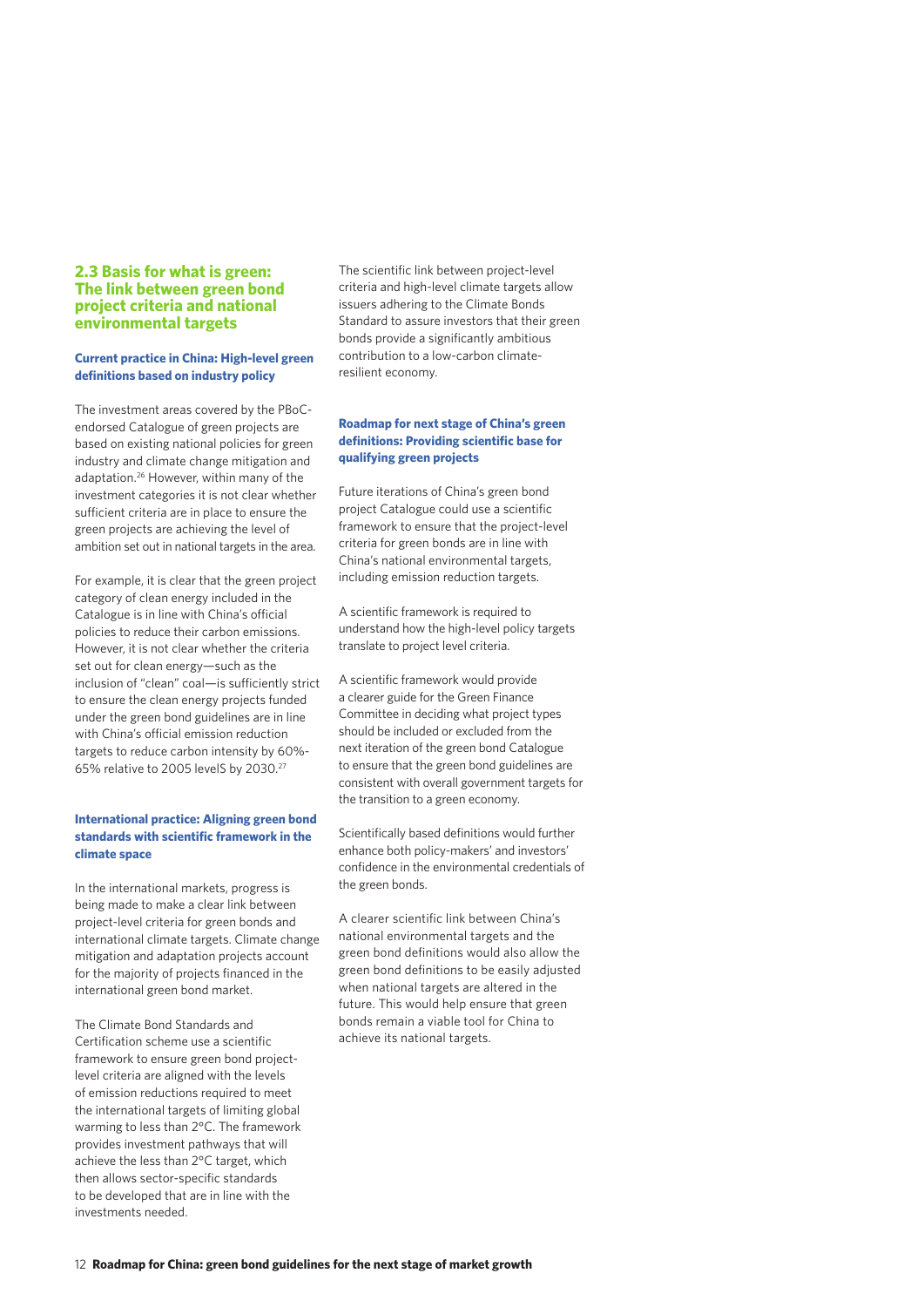## 2.3 Basis for what is green: The link between green bond project criteria and national environmental targets

### Current practice in China: High-level green definitions based on industry policy

The investment areas covered by the PBoC-endorsed Catalogue of green projects are based on existing national policies for green industry and climate change mitigation and adaptation.[26] However, within many of the investment categories it is not clear whether sufficient criteria are in place to ensure the green projects are achieving the level of ambition set out in national targets in the area.

For example, it is clear that the green project category of clean energy included in the Catalogue is in line with China's official policies to reduce their carbon emissions. However, it is not clear whether the criteria set out for clean energy—such as the inclusion of "clean" coal—is sufficiently strict to ensure the clean energy projects funded under the green bond guidelines are in line with China's official emission reduction targets to reduce carbon intensity by 60%-65% relative to 2005 levelS by 2030.[27]

### International practice: Aligning green bond standards with scientific framework in the climate space

In the international markets, progress is being made to make a clear link between project-level criteria for green bonds and international climate targets. Climate change mitigation and adaptation projects account for the majority of projects financed in the international green bond market.

The Climate Bond Standards and Certification scheme use a scientific framework to ensure green bond project-level criteria are aligned with the levels of emission reductions required to meet the international targets of limiting global warming to less than 2°C. The framework provides investment pathways that will achieve the less than 2°C target, which then allows sector-specific standards to be developed that are in line with the investments needed.

The scientific link between project-level criteria and high-level climate targets allow issuers adhering to the Climate Bonds Standard to assure investors that their green bonds provide a significantly ambitious contribution to a low-carbon climate-resilient economy.

### Roadmap for next stage of China's green definitions: Providing scientific base for qualifying green projects

Future iterations of China's green bond project Catalogue could use a scientific framework to ensure that the project-level criteria for green bonds are in line with China's national environmental targets, including emission reduction targets.

A scientific framework is required to understand how the high-level policy targets translate to project level criteria.

A scientific framework would provide a clearer guide for the Green Finance Committee in deciding what project types should be included or excluded from the next iteration of the green bond Catalogue to ensure that the green bond guidelines are consistent with overall government targets for the transition to a green economy.

Scientifically based definitions would further enhance both policy-makers' and investors' confidence in the environmental credentials of the green bonds.

A clearer scientific link between China's national environmental targets and the green bond definitions would also allow the green bond definitions to be easily adjusted when national targets are altered in the future. This would help ensure that green bonds remain a viable tool for China to achieve its national targets.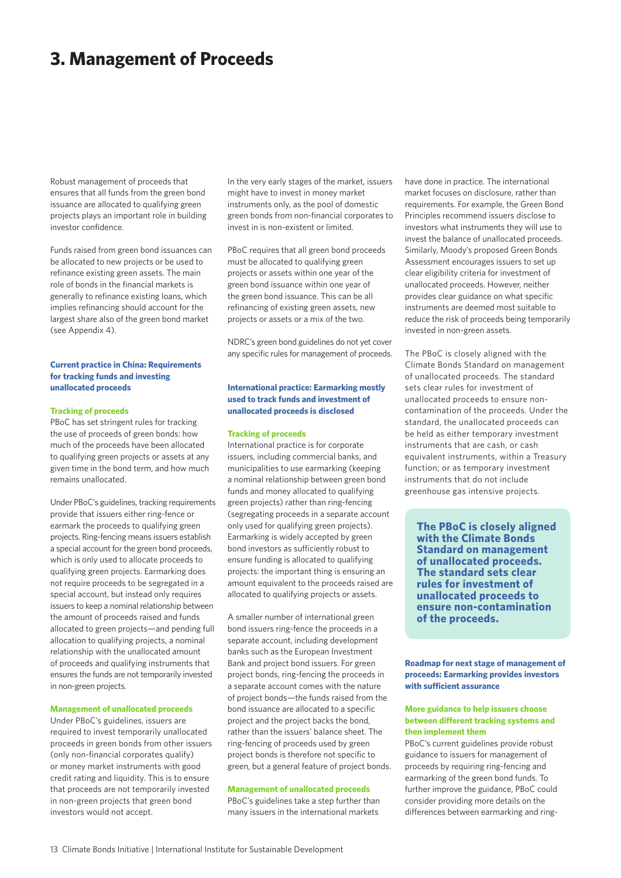# 3. Management of Proceeds

Robust management of proceeds that ensures that all funds from the green bond issuance are allocated to qualifying green projects plays an important role in building investor confidence.

Funds raised from green bond issuances can be allocated to new projects or be used to refinance existing green assets. The main role of bonds in the financial markets is generally to refinance existing loans, which implies refinancing should account for the largest share also of the green bond market (see Appendix 4).

### Current practice in China: Requirements for tracking funds and investing unallocated proceeds

#### Tracking of proceeds

PBoC has set stringent rules for tracking the use of proceeds of green bonds: how much of the proceeds have been allocated to qualifying green projects or assets at any given time in the bond term, and how much remains unallocated.

Under PBoC's guidelines, tracking requirements provide that issuers either ring-fence or earmark the proceeds to qualifying green projects. Ring-fencing means issuers establish a special account for the green bond proceeds, which is only used to allocate proceeds to qualifying green projects. Earmarking does not require proceeds to be segregated in a special account, but instead only requires issuers to keep a nominal relationship between the amount of proceeds raised and funds allocated to green projects—and pending full allocation to qualifying projects, a nominal relationship with the unallocated amount of proceeds and qualifying instruments that ensures the funds are not temporarily invested in non-green projects.

#### Management of unallocated proceeds

Under PBoC's guidelines, issuers are required to invest temporarily unallocated proceeds in green bonds from other issuers (only non-financial corporates qualify) or money market instruments with good credit rating and liquidity. This is to ensure that proceeds are not temporarily invested in non-green projects that green bond investors would not accept.

In the very early stages of the market, issuers might have to invest in money market instruments only, as the pool of domestic green bonds from non-financial corporates to invest in is non-existent or limited.

PBoC requires that all green bond proceeds must be allocated to qualifying green projects or assets within one year of the green bond issuance within one year of the green bond issuance. This can be all refinancing of existing green assets, new projects or assets or a mix of the two.

NDRC's green bond guidelines do not yet cover any specific rules for management of proceeds.

### International practice: Earmarking mostly used to track funds and investment of unallocated proceeds is disclosed

#### Tracking of proceeds

International practice is for corporate issuers, including commercial banks, and municipalities to use earmarking (keeping a nominal relationship between green bond funds and money allocated to qualifying green projects) rather than ring-fencing (segregating proceeds in a separate account only used for qualifying green projects). Earmarking is widely accepted by green bond investors as sufficiently robust to ensure funding is allocated to qualifying projects: the important thing is ensuring an amount equivalent to the proceeds raised are allocated to qualifying projects or assets.

A smaller number of international green bond issuers ring-fence the proceeds in a separate account, including development banks such as the European Investment Bank and project bond issuers. For green project bonds, ring-fencing the proceeds in a separate account comes with the nature of project bonds—the funds raised from the bond issuance are allocated to a specific project and the project backs the bond, rather than the issuers' balance sheet. The ring-fencing of proceeds used by green project bonds is therefore not specific to green, but a general feature of project bonds.

#### Management of unallocated proceeds

PBoC's guidelines take a step further than many issuers in the international markets have done in practice. The international market focuses on disclosure, rather than requirements. For example, the Green Bond Principles recommend issuers disclose to investors what instruments they will use to invest the balance of unallocated proceeds. Similarly, Moody's proposed Green Bonds Assessment encourages issuers to set up clear eligibility criteria for investment of unallocated proceeds. However, neither provides clear guidance on what specific instruments are deemed most suitable to reduce the risk of proceeds being temporarily invested in non-green assets.

The PBoC is closely aligned with the Climate Bonds Standard on management of unallocated proceeds. The standard sets clear rules for investment of unallocated proceeds to ensure non-contamination of the proceeds. Under the standard, the unallocated proceeds can be held as either temporary investment instruments that are cash, or cash equivalent instruments, within a Treasury function; or as temporary investment instruments that do not include greenhouse gas intensive projects.

> **The PBoC is closely aligned with the Climate Bonds Standard on management of unallocated proceeds. The standard sets clear rules for investment of unallocated proceeds to ensure non-contamination of the proceeds.**

### Roadmap for next stage of management of proceeds: Earmarking provides investors with sufficient assurance

#### More guidance to help issuers choose between different tracking systems and then implement them

PBoC's current guidelines provide robust guidance to issuers for management of proceeds by requiring ring-fencing and earmarking of the green bond funds. To further improve the guidance, PBoC could consider providing more details on the differences between earmarking and ring-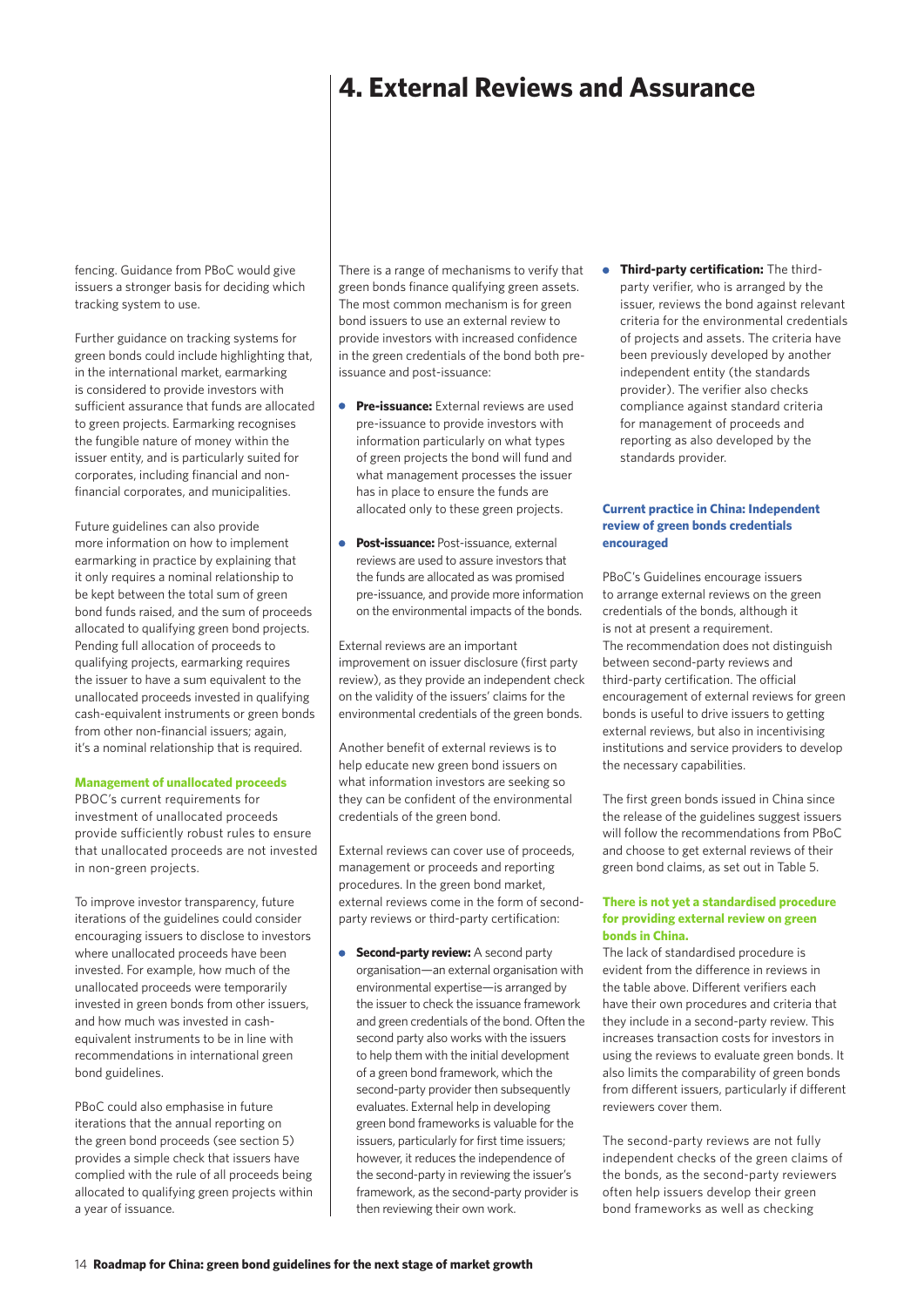fencing. Guidance from PBoC would give issuers a stronger basis for deciding which tracking system to use.

Further guidance on tracking systems for green bonds could include highlighting that, in the international market, earmarking is considered to provide investors with sufficient assurance that funds are allocated to green projects. Earmarking recognises the fungible nature of money within the issuer entity, and is particularly suited for corporates, including financial and non-financial corporates, and municipalities.

Future guidelines can also provide more information on how to implement earmarking in practice by explaining that it only requires a nominal relationship to be kept between the total sum of green bond funds raised, and the sum of proceeds allocated to qualifying green bond projects. Pending full allocation of proceeds to qualifying projects, earmarking requires the issuer to have a sum equivalent to the unallocated proceeds invested in qualifying cash-equivalent instruments or green bonds from other non-financial issuers; again, it's a nominal relationship that is required.

### Management of unallocated proceeds

PBOC's current requirements for investment of unallocated proceeds provide sufficiently robust rules to ensure that unallocated proceeds are not invested in non-green projects.

To improve investor transparency, future iterations of the guidelines could consider encouraging issuers to disclose to investors where unallocated proceeds have been invested. For example, how much of the unallocated proceeds were temporarily invested in green bonds from other issuers, and how much was invested in cash-equivalent instruments to be in line with recommendations in international green bond guidelines.

PBoC could also emphasise in future iterations that the annual reporting on the green bond proceeds (see section 5) provides a simple check that issuers have complied with the rule of all proceeds being allocated to qualifying green projects within a year of issuance.

# 4. External Reviews and Assurance

There is a range of mechanisms to verify that green bonds finance qualifying green assets. The most common mechanism is for green bond issuers to use an external review to provide investors with increased confidence in the green credentials of the bond both pre-issuance and post-issuance:

- **Pre-issuance:** External reviews are used pre-issuance to provide investors with information particularly on what types of green projects the bond will fund and what management processes the issuer has in place to ensure the funds are allocated only to these green projects.
- **Post-issuance:** Post-issuance, external reviews are used to assure investors that the funds are allocated as was promised pre-issuance, and provide more information on the environmental impacts of the bonds.

External reviews are an important improvement on issuer disclosure (first party review), as they provide an independent check on the validity of the issuers' claims for the environmental credentials of the green bonds.

Another benefit of external reviews is to help educate new green bond issuers on what information investors are seeking so they can be confident of the environmental credentials of the green bond.

External reviews can cover use of proceeds, management or proceeds and reporting procedures. In the green bond market, external reviews come in the form of second-party reviews or third-party certification:

- **Second-party review:** A second party organisation—an external organisation with environmental expertise—is arranged by the issuer to check the issuance framework and green credentials of the bond. Often the second party also works with the issuers to help them with the initial development of a green bond framework, which the second-party provider then subsequently evaluates. External help in developing green bond frameworks is valuable for the issuers, particularly for first time issuers; however, it reduces the independence of the second-party in reviewing the issuer's framework, as the second-party provider is then reviewing their own work.
- **Third-party certification:** The third-party verifier, who is arranged by the issuer, reviews the bond against relevant criteria for the environmental credentials of projects and assets. The criteria have been previously developed by another independent entity (the standards provider). The verifier also checks compliance against standard criteria for management of proceeds and reporting as also developed by the standards provider.

### Current practice in China: Independent review of green bonds credentials encouraged

PBoC's Guidelines encourage issuers to arrange external reviews on the green credentials of the bonds, although it is not at present a requirement. The recommendation does not distinguish between second-party reviews and third-party certification. The official encouragement of external reviews for green bonds is useful to drive issuers to getting external reviews, but also in incentivising institutions and service providers to develop the necessary capabilities.

The first green bonds issued in China since the release of the guidelines suggest issuers will follow the recommendations from PBoC and choose to get external reviews of their green bond claims, as set out in Table 5.

### There is not yet a standardised procedure for providing external review on green bonds in China.

The lack of standardised procedure is evident from the difference in reviews in the table above. Different verifiers each have their own procedures and criteria that they include in a second-party review. This increases transaction costs for investors in using the reviews to evaluate green bonds. It also limits the comparability of green bonds from different issuers, particularly if different reviewers cover them.

The second-party reviews are not fully independent checks of the green claims of the bonds, as the second-party reviewers often help issuers develop their green bond frameworks as well as checking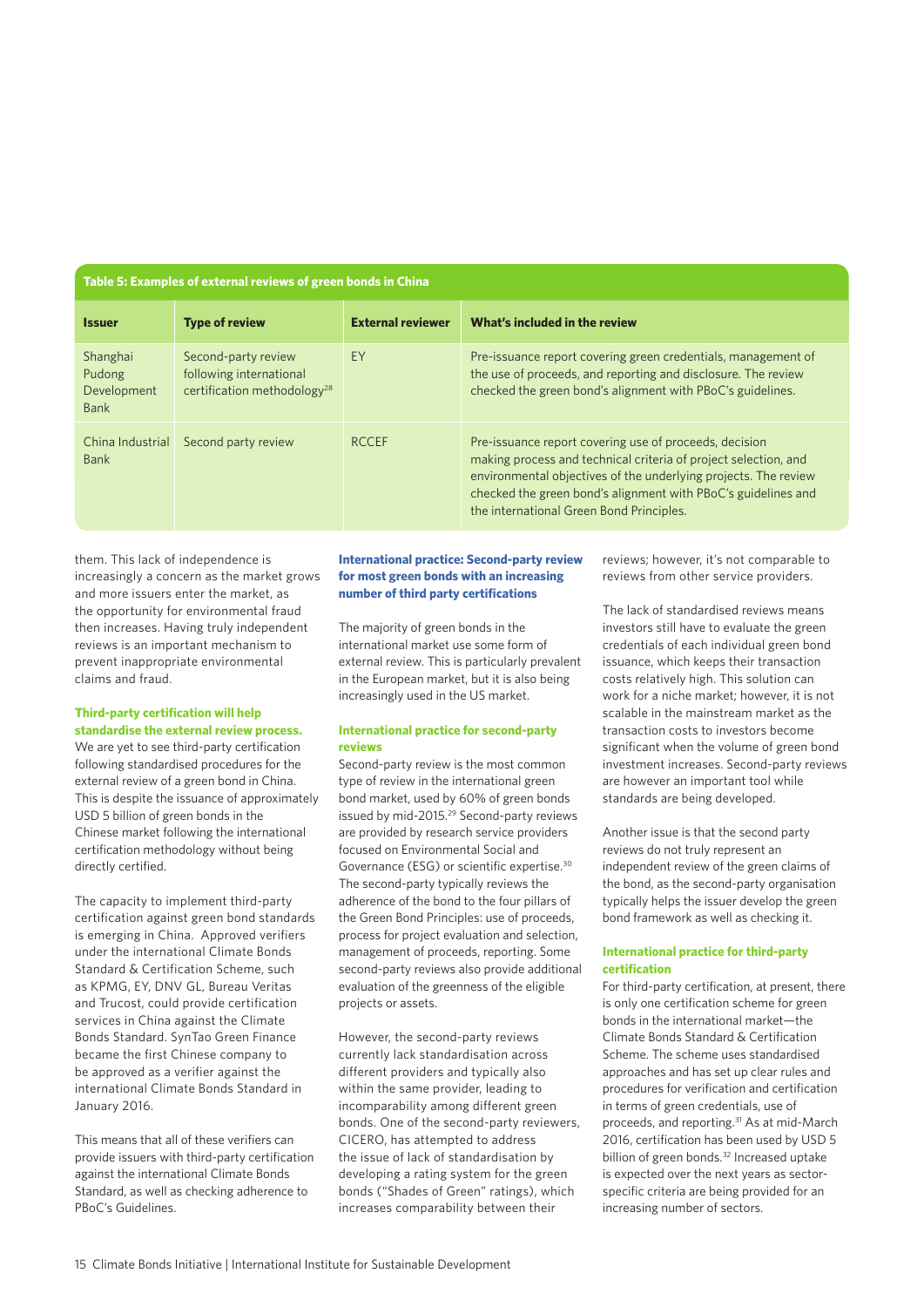**Table 5: Examples of external reviews of green bonds in China**

| Issuer | Type of review | External reviewer | What's included in the review |
| --- | --- | --- | --- |
| Shanghai Pudong Development Bank | Second-party review following international certification methodology[28] | EY | Pre-issuance report covering green credentials, management of the use of proceeds, and reporting and disclosure. The review checked the green bond's alignment with PBoC's guidelines. |
| China Industrial Bank | Second party review | RCCEF | Pre-issuance report covering use of proceeds, decision making process and technical criteria of project selection, and environmental objectives of the underlying projects. The review checked the green bond's alignment with PBoC's guidelines and the international Green Bond Principles. |

them. This lack of independence is increasingly a concern as the market grows and more issuers enter the market, as the opportunity for environmental fraud then increases. Having truly independent reviews is an important mechanism to prevent inappropriate environmental claims and fraud.

**Third-party certification will help standardise the external review process.**

We are yet to see third-party certification following standardised procedures for the external review of a green bond in China. This is despite the issuance of approximately USD 5 billion of green bonds in the Chinese market following the international certification methodology without being directly certified.

The capacity to implement third-party certification against green bond standards is emerging in China. Approved verifiers under the international Climate Bonds Standard & Certification Scheme, such as KPMG, EY, DNV GL, Bureau Veritas and Trucost, could provide certification services in China against the Climate Bonds Standard. SynTao Green Finance became the first Chinese company to be approved as a verifier against the international Climate Bonds Standard in January 2016.

This means that all of these verifiers can provide issuers with third-party certification against the international Climate Bonds Standard, as well as checking adherence to PBoC's Guidelines.

### International practice: Second-party review for most green bonds with an increasing number of third party certifications

The majority of green bonds in the international market use some form of external review. This is particularly prevalent in the European market, but it is also being increasingly used in the US market.

#### International practice for second-party reviews

Second-party review is the most common type of review in the international green bond market, used by 60% of green bonds issued by mid-2015.[29] Second-party reviews are provided by research service providers focused on Environmental Social and Governance (ESG) or scientific expertise.[30] The second-party typically reviews the adherence of the bond to the four pillars of the Green Bond Principles: use of proceeds, process for project evaluation and selection, management of proceeds, reporting. Some second-party reviews also provide additional evaluation of the greenness of the eligible projects or assets.

However, the second-party reviews currently lack standardisation across different providers and typically also within the same provider, leading to incomparability among different green bonds. One of the second-party reviewers, CICERO, has attempted to address the issue of lack of standardisation by developing a rating system for the green bonds ("Shades of Green" ratings), which increases comparability between their reviews; however, it's not comparable to reviews from other service providers.

The lack of standardised reviews means investors still have to evaluate the green credentials of each individual green bond issuance, which keeps their transaction costs relatively high. This solution can work for a niche market; however, it is not scalable in the mainstream market as the transaction costs to investors become significant when the volume of green bond investment increases. Second-party reviews are however an important tool while standards are being developed.

Another issue is that the second party reviews do not truly represent an independent review of the green claims of the bond, as the second-party organisation typically helps the issuer develop the green bond framework as well as checking it.

#### International practice for third-party certification

For third-party certification, at present, there is only one certification scheme for green bonds in the international market—the Climate Bonds Standard & Certification Scheme. The scheme uses standardised approaches and has set up clear rules and procedures for verification and certification in terms of green credentials, use of proceeds, and reporting.[31] As at mid-March 2016, certification has been used by USD 5 billion of green bonds.[32] Increased uptake is expected over the next years as sector-specific criteria are being provided for an increasing number of sectors.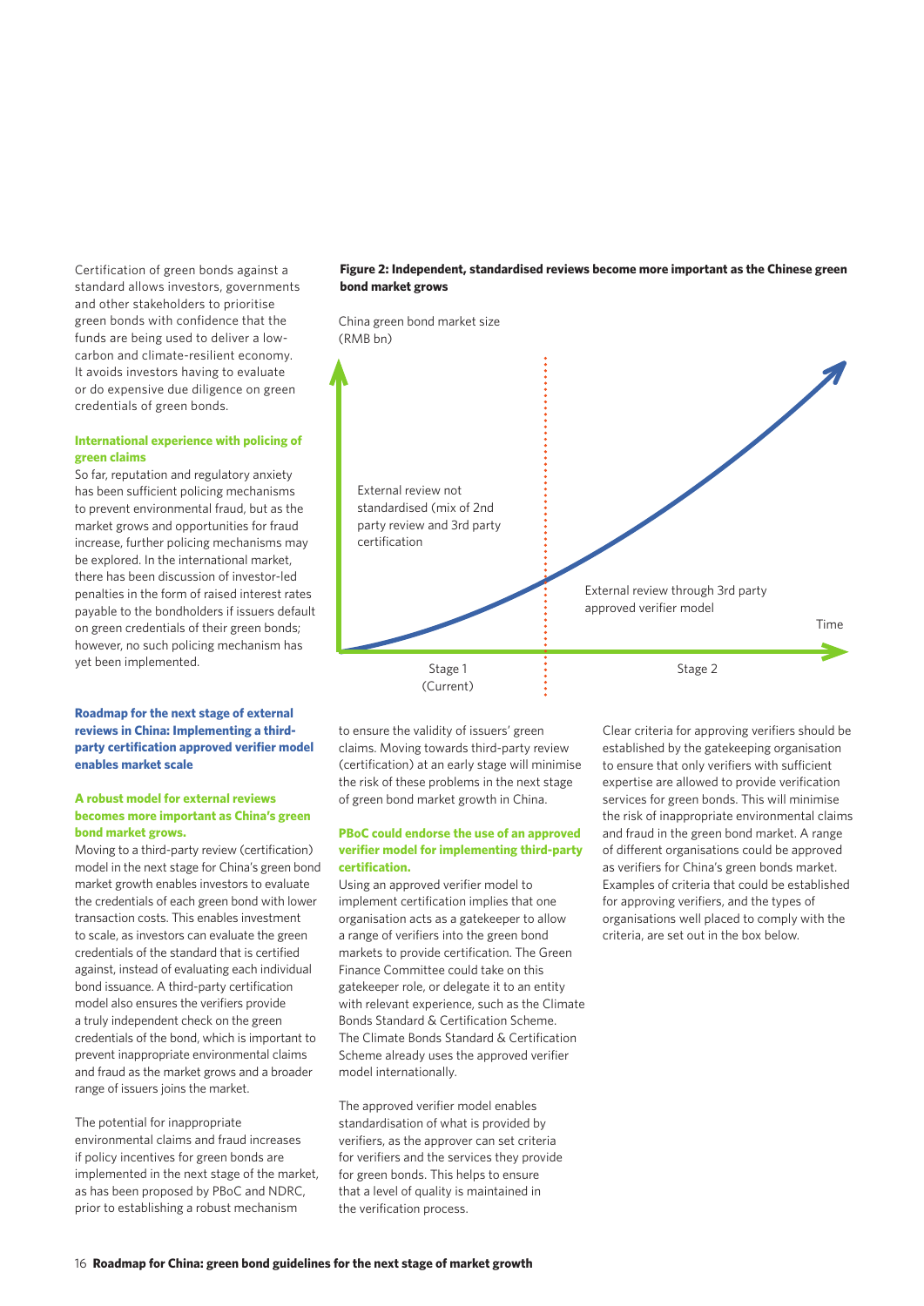Certification of green bonds against a standard allows investors, governments and other stakeholders to prioritise green bonds with confidence that the funds are being used to deliver a low-carbon and climate-resilient economy. It avoids investors having to evaluate or do expensive due diligence on green credentials of green bonds.

#### International experience with policing of green claims

So far, reputation and regulatory anxiety has been sufficient policing mechanisms to prevent environmental fraud, but as the market grows and opportunities for fraud increase, further policing mechanisms may be explored. In the international market, there has been discussion of investor-led penalties in the form of raised interest rates payable to the bondholders if issuers default on green credentials of their green bonds; however, no such policing mechanism has yet been implemented.

**Figure 2: Independent, standardised reviews become more important as the Chinese green bond market grows**

China green bond market size (RMB bn)

External review not standardised (mix of 2nd party review and 3rd party certification

External review through 3rd party approved verifier model

Time

Stage 1 (Current)

Stage 2

### Roadmap for the next stage of external reviews in China: Implementing a third-party certification approved verifier model enables market scale

#### A robust model for external reviews becomes more important as China's green bond market grows.

Moving to a third-party review (certification) model in the next stage for China's green bond market growth enables investors to evaluate the credentials of each green bond with lower transaction costs. This enables investment to scale, as investors can evaluate the green credentials of the standard that is certified against, instead of evaluating each individual bond issuance. A third-party certification model also ensures the verifiers provide a truly independent check on the green credentials of the bond, which is important to prevent inappropriate environmental claims and fraud as the market grows and a broader range of issuers joins the market.

The potential for inappropriate environmental claims and fraud increases if policy incentives for green bonds are implemented in the next stage of the market, as has been proposed by PBoC and NDRC, prior to establishing a robust mechanism to ensure the validity of issuers' green claims. Moving towards third-party review (certification) at an early stage will minimise the risk of these problems in the next stage of green bond market growth in China.

#### PBoC could endorse the use of an approved verifier model for implementing third-party certification.

Using an approved verifier model to implement certification implies that one organisation acts as a gatekeeper to allow a range of verifiers into the green bond markets to provide certification. The Green Finance Committee could take on this gatekeeper role, or delegate it to an entity with relevant experience, such as the Climate Bonds Standard & Certification Scheme. The Climate Bonds Standard & Certification Scheme already uses the approved verifier model internationally.

The approved verifier model enables standardisation of what is provided by verifiers, as the approver can set criteria for verifiers and the services they provide for green bonds. This helps to ensure that a level of quality is maintained in the verification process.

Clear criteria for approving verifiers should be established by the gatekeeping organisation to ensure that only verifiers with sufficient expertise are allowed to provide verification services for green bonds. This will minimise the risk of inappropriate environmental claims and fraud in the green bond market. A range of different organisations could be approved as verifiers for China's green bonds market. Examples of criteria that could be established for approving verifiers, and the types of organisations well placed to comply with the criteria, are set out in the box below.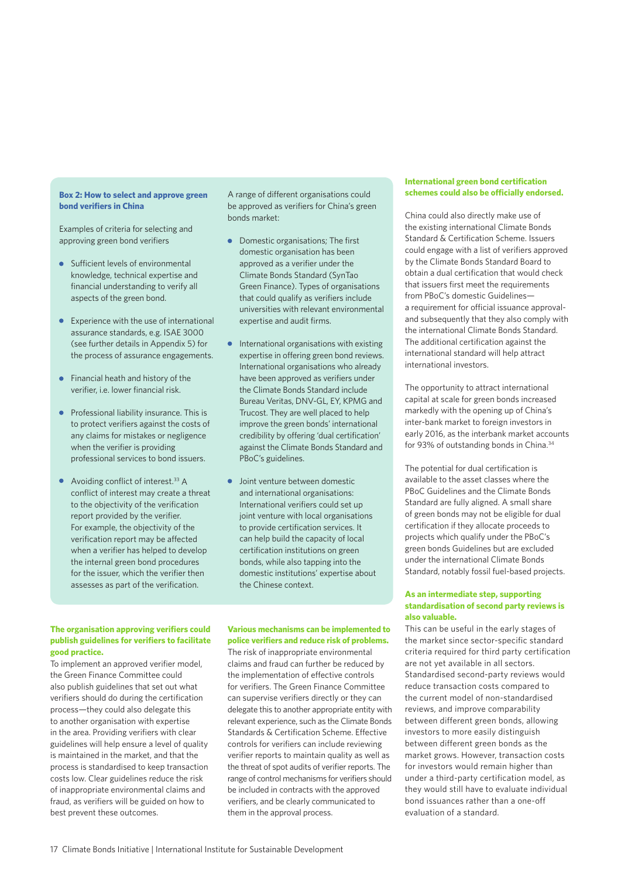### Box 2: How to select and approve green bond verifiers in China

Examples of criteria for selecting and approving green bond verifiers

- Sufficient levels of environmental knowledge, technical expertise and financial understanding to verify all aspects of the green bond.
- Experience with the use of international assurance standards, e.g. ISAE 3000 (see further details in Appendix 5) for the process of assurance engagements.
- Financial heath and history of the verifier, i.e. lower financial risk.
- Professional liability insurance. This is to protect verifiers against the costs of any claims for mistakes or negligence when the verifier is providing professional services to bond issuers.
- Avoiding conflict of interest.[33] A conflict of interest may create a threat to the objectivity of the verification report provided by the verifier. For example, the objectivity of the verification report may be affected when a verifier has helped to develop the internal green bond procedures for the issuer, which the verifier then assesses as part of the verification.

A range of different organisations could be approved as verifiers for China's green bonds market:

- Domestic organisations; The first domestic organisation has been approved as a verifier under the Climate Bonds Standard (SynTao Green Finance). Types of organisations that could qualify as verifiers include universities with relevant environmental expertise and audit firms.
- International organisations with existing expertise in offering green bond reviews. International organisations who already have been approved as verifiers under the Climate Bonds Standard include Bureau Veritas, DNV-GL, EY, KPMG and Trucost. They are well placed to help improve the green bonds' international credibility by offering 'dual certification' against the Climate Bonds Standard and PBoC's guidelines.
- Joint venture between domestic and international organisations: International verifiers could set up joint venture with local organisations to provide certification services. It can help build the capacity of local certification institutions on green bonds, while also tapping into the domestic institutions' expertise about the Chinese context.

**The organisation approving verifiers could publish guidelines for verifiers to facilitate good practice.**

To implement an approved verifier model, the Green Finance Committee could also publish guidelines that set out what verifiers should do during the certification process—they could also delegate this to another organisation with expertise in the area. Providing verifiers with clear guidelines will help ensure a level of quality is maintained in the market, and that the process is standardised to keep transaction costs low. Clear guidelines reduce the risk of inappropriate environmental claims and fraud, as verifiers will be guided on how to best prevent these outcomes.

**Various mechanisms can be implemented to police verifiers and reduce risk of problems.**

The risk of inappropriate environmental claims and fraud can further be reduced by the implementation of effective controls for verifiers. The Green Finance Committee can supervise verifiers directly or they can delegate this to another appropriate entity with relevant experience, such as the Climate Bonds Standards & Certification Scheme. Effective controls for verifiers can include reviewing verifier reports to maintain quality as well as the threat of spot audits of verifier reports. The range of control mechanisms for verifiers should be included in contracts with the approved verifiers, and be clearly communicated to them in the approval process.

**International green bond certification schemes could also be officially endorsed.**

China could also directly make use of the existing international Climate Bonds Standard & Certification Scheme. Issuers could engage with a list of verifiers approved by the Climate Bonds Standard Board to obtain a dual certification that would check that issuers first meet the requirements from PBoC's domestic Guidelines—a requirement for official issuance approval-and subsequently that they also comply with the international Climate Bonds Standard. The additional certification against the international standard will help attract international investors.

The opportunity to attract international capital at scale for green bonds increased markedly with the opening up of China's inter-bank market to foreign investors in early 2016, as the interbank market accounts for 93% of outstanding bonds in China.[34]

The potential for dual certification is available to the asset classes where the PBoC Guidelines and the Climate Bonds Standard are fully aligned. A small share of green bonds may not be eligible for dual certification if they allocate proceeds to projects which qualify under the PBoC's green bonds Guidelines but are excluded under the international Climate Bonds Standard, notably fossil fuel-based projects.

**As an intermediate step, supporting standardisation of second party reviews is also valuable.**

This can be useful in the early stages of the market since sector-specific standard criteria required for third party certification are not yet available in all sectors. Standardised second-party reviews would reduce transaction costs compared to the current model of non-standardised reviews, and improve comparability between different green bonds, allowing investors to more easily distinguish between different green bonds as the market grows. However, transaction costs for investors would remain higher than under a third-party certification model, as they would still have to evaluate individual bond issuances rather than a one-off evaluation of a standard.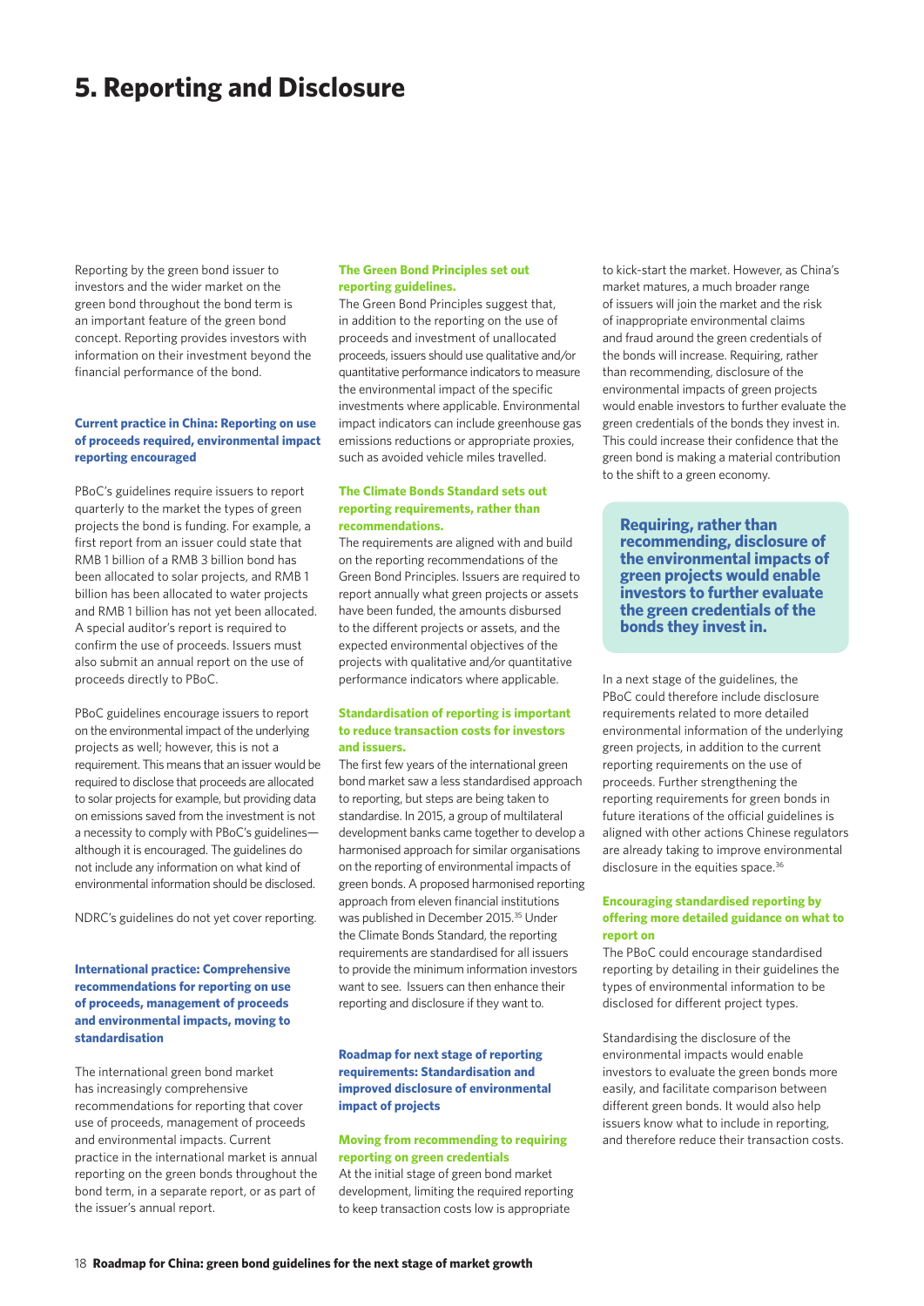# 5. Reporting and Disclosure

Reporting by the green bond issuer to investors and the wider market on the green bond throughout the bond term is an important feature of the green bond concept. Reporting provides investors with information on their investment beyond the financial performance of the bond.

### Current practice in China: Reporting on use of proceeds required, environmental impact reporting encouraged

PBoC's guidelines require issuers to report quarterly to the market the types of green projects the bond is funding. For example, a first report from an issuer could state that RMB 1 billion of a RMB 3 billion bond has been allocated to solar projects, and RMB 1 billion has been allocated to water projects and RMB 1 billion has not yet been allocated. A special auditor's report is required to confirm the use of proceeds. Issuers must also submit an annual report on the use of proceeds directly to PBoC.

PBoC guidelines encourage issuers to report on the environmental impact of the underlying projects as well; however, this is not a requirement. This means that an issuer would be required to disclose that proceeds are allocated to solar projects for example, but providing data on emissions saved from the investment is not a necessity to comply with PBoC's guidelines—although it is encouraged. The guidelines do not include any information on what kind of environmental information should be disclosed.

NDRC's guidelines do not yet cover reporting.

### International practice: Comprehensive recommendations for reporting on use of proceeds, management of proceeds and environmental impacts, moving to standardisation

The international green bond market has increasingly comprehensive recommendations for reporting that cover use of proceeds, management of proceeds and environmental impacts. Current practice in the international market is annual reporting on the green bonds throughout the bond term, in a separate report, or as part of the issuer's annual report.

#### The Green Bond Principles set out reporting guidelines.

The Green Bond Principles suggest that, in addition to the reporting on the use of proceeds and investment of unallocated proceeds, issuers should use qualitative and/or quantitative performance indicators to measure the environmental impact of the specific investments where applicable. Environmental impact indicators can include greenhouse gas emissions reductions or appropriate proxies, such as avoided vehicle miles travelled.

#### The Climate Bonds Standard sets out reporting requirements, rather than recommendations.

The requirements are aligned with and build on the reporting recommendations of the Green Bond Principles. Issuers are required to report annually what green projects or assets have been funded, the amounts disbursed to the different projects or assets, and the expected environmental objectives of the projects with qualitative and/or quantitative performance indicators where applicable.

#### Standardisation of reporting is important to reduce transaction costs for investors and issuers.

The first few years of the international green bond market saw a less standardised approach to reporting, but steps are being taken to standardise. In 2015, a group of multilateral development banks came together to develop a harmonised approach for similar organisations on the reporting of environmental impacts of green bonds. A proposed harmonised reporting approach from eleven financial institutions was published in December 2015.[35] Under the Climate Bonds Standard, the reporting requirements are standardised for all issuers to provide the minimum information investors want to see. Issuers can then enhance their reporting and disclosure if they want to.

### Roadmap for next stage of reporting requirements: Standardisation and improved disclosure of environmental impact of projects

#### Moving from recommending to requiring reporting on green credentials

At the initial stage of green bond market development, limiting the required reporting to keep transaction costs low is appropriate to kick-start the market. However, as China's market matures, a much broader range of issuers will join the market and the risk of inappropriate environmental claims and fraud around the green credentials of the bonds will increase. Requiring, rather than recommending, disclosure of the environmental impacts of green projects would enable investors to further evaluate the green credentials of the bonds they invest in. This could increase their confidence that the green bond is making a material contribution to the shift to a green economy.

> **Requiring, rather than recommending, disclosure of the environmental impacts of green projects would enable investors to further evaluate the green credentials of the bonds they invest in.**

In a next stage of the guidelines, the PBoC could therefore include disclosure requirements related to more detailed environmental information of the underlying green projects, in addition to the current reporting requirements on the use of proceeds. Further strengthening the reporting requirements for green bonds in future iterations of the official guidelines is aligned with other actions Chinese regulators are already taking to improve environmental disclosure in the equities space.[36]

#### Encouraging standardised reporting by offering more detailed guidance on what to report on

The PBoC could encourage standardised reporting by detailing in their guidelines the types of environmental information to be disclosed for different project types.

Standardising the disclosure of the environmental impacts would enable investors to evaluate the green bonds more easily, and facilitate comparison between different green bonds. It would also help issuers know what to include in reporting, and therefore reduce their transaction costs.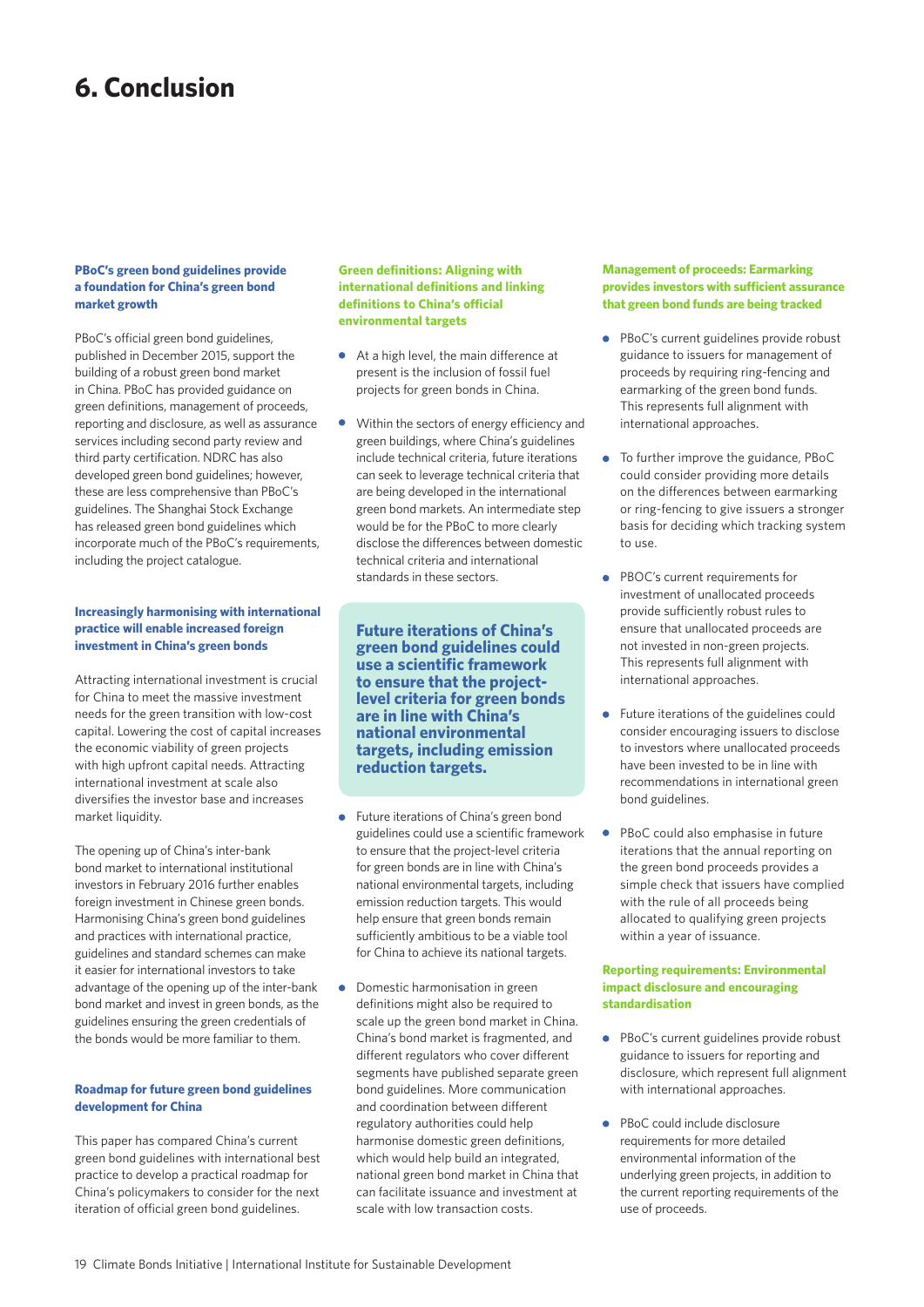# 6. Conclusion

### PBoC's green bond guidelines provide a foundation for China's green bond market growth

PBoC's official green bond guidelines, published in December 2015, support the building of a robust green bond market in China. PBoC has provided guidance on green definitions, management of proceeds, reporting and disclosure, as well as assurance services including second party review and third party certification. NDRC has also developed green bond guidelines; however, these are less comprehensive than PBoC's guidelines. The Shanghai Stock Exchange has released green bond guidelines which incorporate much of the PBoC's requirements, including the project catalogue.

### Increasingly harmonising with international practice will enable increased foreign investment in China's green bonds

Attracting international investment is crucial for China to meet the massive investment needs for the green transition with low-cost capital. Lowering the cost of capital increases the economic viability of green projects with high upfront capital needs. Attracting international investment at scale also diversifies the investor base and increases market liquidity.

The opening up of China's inter-bank bond market to international institutional investors in February 2016 further enables foreign investment in Chinese green bonds. Harmonising China's green bond guidelines and practices with international practice, guidelines and standard schemes can make it easier for international investors to take advantage of the opening up of the inter-bank bond market and invest in green bonds, as the guidelines ensuring the green credentials of the bonds would be more familiar to them.

### Roadmap for future green bond guidelines development for China

This paper has compared China's current green bond guidelines with international best practice to develop a practical roadmap for China's policymakers to consider for the next iteration of official green bond guidelines.

### Green definitions: Aligning with international definitions and linking definitions to China's official environmental targets

- At a high level, the main difference at present is the inclusion of fossil fuel projects for green bonds in China.
- Within the sectors of energy efficiency and green buildings, where China's guidelines include technical criteria, future iterations can seek to leverage technical criteria that are being developed in the international green bond markets. An intermediate step would be for the PBoC to more clearly disclose the differences between domestic technical criteria and international standards in these sectors.

> **Future iterations of China's green bond guidelines could use a scientific framework to ensure that the project-level criteria for green bonds are in line with China's national environmental targets, including emission reduction targets.**

- Future iterations of China's green bond guidelines could use a scientific framework to ensure that the project-level criteria for green bonds are in line with China's national environmental targets, including emission reduction targets. This would help ensure that green bonds remain sufficiently ambitious to be a viable tool for China to achieve its national targets.
- Domestic harmonisation in green definitions might also be required to scale up the green bond market in China. China's bond market is fragmented, and different regulators who cover different segments have published separate green bond guidelines. More communication and coordination between different regulatory authorities could help harmonise domestic green definitions, which would help build an integrated, national green bond market in China that can facilitate issuance and investment at scale with low transaction costs.

### Management of proceeds: Earmarking provides investors with sufficient assurance that green bond funds are being tracked

- PBoC's current guidelines provide robust guidance to issuers for management of proceeds by requiring ring-fencing and earmarking of the green bond funds. This represents full alignment with international approaches.
- To further improve the guidance, PBoC could consider providing more details on the differences between earmarking or ring-fencing to give issuers a stronger basis for deciding which tracking system to use.
- PBOC's current requirements for investment of unallocated proceeds provide sufficiently robust rules to ensure that unallocated proceeds are not invested in non-green projects. This represents full alignment with international approaches.
- Future iterations of the guidelines could consider encouraging issuers to disclose to investors where unallocated proceeds have been invested to be in line with recommendations in international green bond guidelines.
- PBoC could also emphasise in future iterations that the annual reporting on the green bond proceeds provides a simple check that issuers have complied with the rule of all proceeds being allocated to qualifying green projects within a year of issuance.

### Reporting requirements: Environmental impact disclosure and encouraging standardisation

- PBoC's current guidelines provide robust guidance for reporting and disclosure, which represent full alignment with international approaches.
- PBoC could include disclosure requirements for more detailed environmental information of the underlying green projects, in addition to the current reporting requirements of the use of proceeds.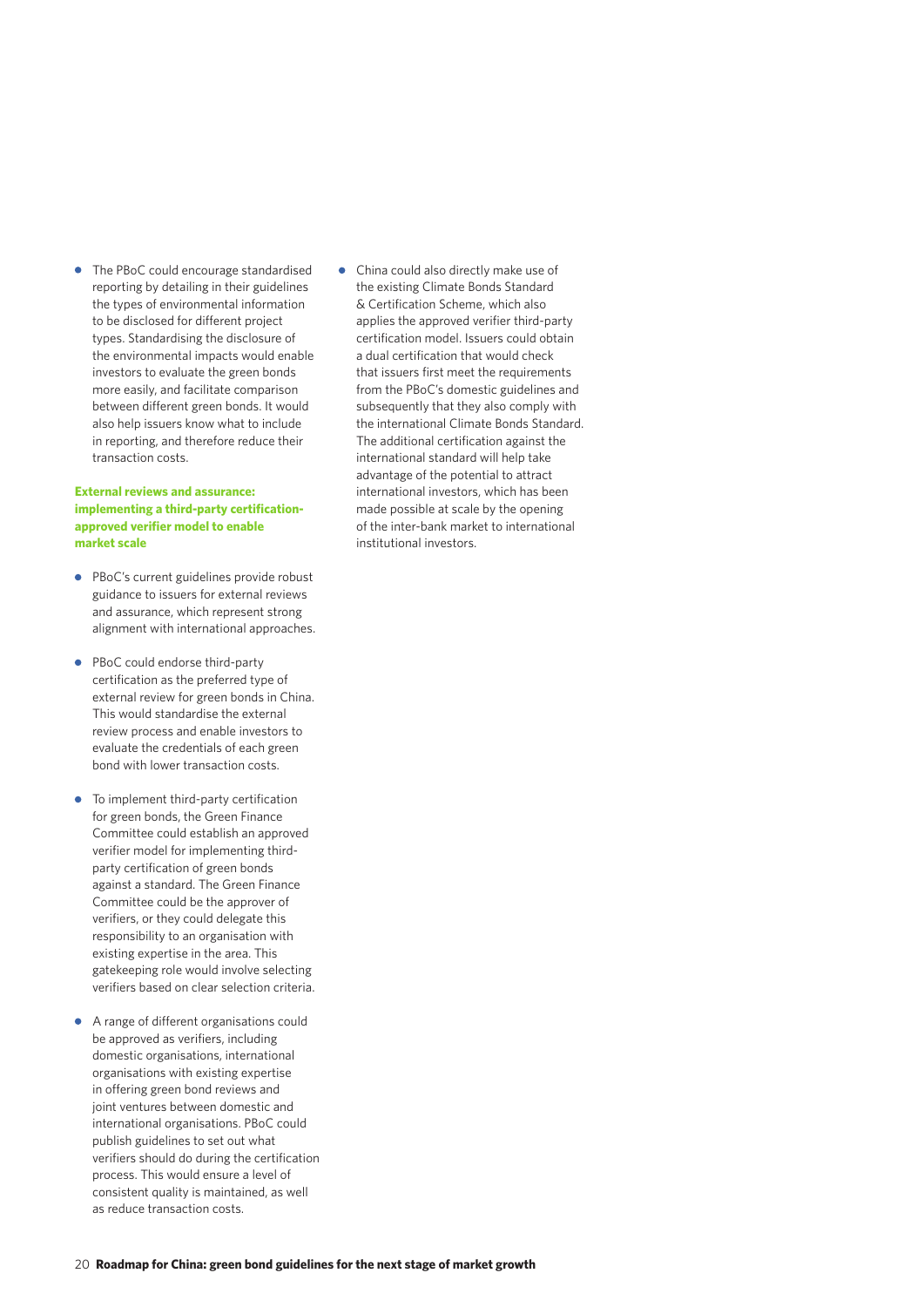- The PBoC could encourage standardised reporting by detailing in their guidelines the types of environmental information to be disclosed for different project types. Standardising the disclosure of the environmental impacts would enable investors to evaluate the green bonds more easily, and facilitate comparison between different green bonds. It would also help issuers know what to include in reporting, and therefore reduce their transaction costs.

### External reviews and assurance: implementing a third-party certification-approved verifier model to enable market scale

- PBoC's current guidelines provide robust guidance to issuers for external reviews and assurance, which represent strong alignment with international approaches.

- PBoC could endorse third-party certification as the preferred type of external review for green bonds in China. This would standardise the external review process and enable investors to evaluate the credentials of each green bond with lower transaction costs.

- To implement third-party certification for green bonds, the Green Finance Committee could establish an approved verifier model for implementing third-party certification of green bonds against a standard. The Green Finance Committee could be the approver of verifiers, or they could delegate this responsibility to an organisation with existing expertise in the area. This gatekeeping role would involve selecting verifiers based on clear selection criteria.

- A range of different organisations could be approved as verifiers, including domestic organisations, international organisations with existing expertise in offering green bond reviews and joint ventures between domestic and international organisations. PBoC could publish guidelines to set out what verifiers should do during the certification process. This would ensure a level of consistent quality is maintained, as well as reduce transaction costs.

- China could also directly make use of the existing Climate Bonds Standard & Certification Scheme, which also applies the approved verifier third-party certification model. Issuers could obtain a dual certification that would check that issuers first meet the requirements from the PBoC's domestic guidelines and subsequently that they also comply with the international Climate Bonds Standard. The additional certification against the international standard will help take advantage of the potential to attract international investors, which has been made possible at scale by the opening of the inter-bank market to international institutional investors.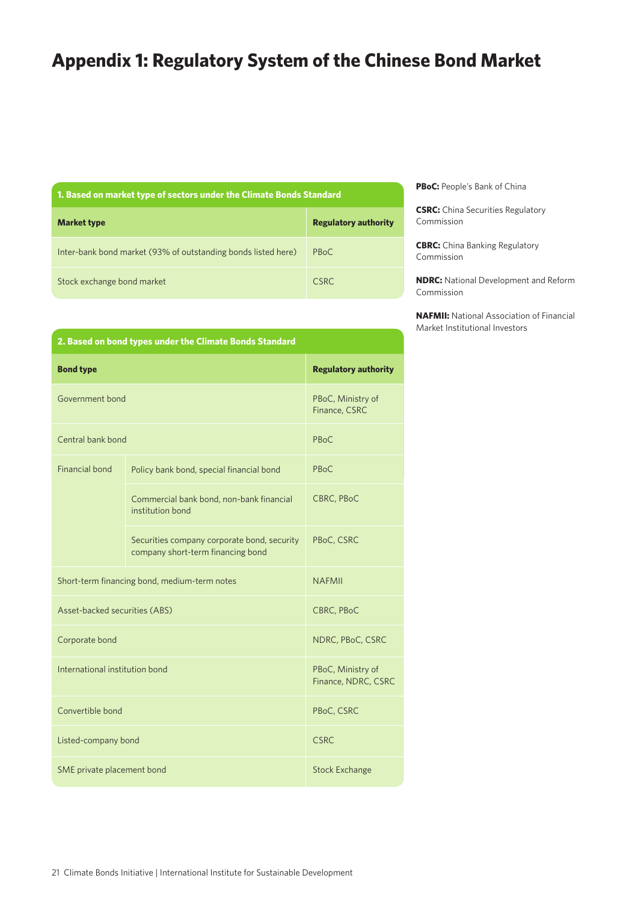# Appendix 1: Regulatory System of the Chinese Bond Market

| 1. Based on market type of sectors under the Climate Bonds Standard | |
|---|---|
| **Market type** | **Regulatory authority** |
| Inter-bank bond market (93% of outstanding bonds listed here) | PBoC |
| Stock exchange bond market | CSRC |

| 2. Based on bond types under the Climate Bonds Standard | | |
|---|---|---|
| **Bond type** | | **Regulatory authority** |
| Government bond | | PBoC, Ministry of Finance, CSRC |
| Central bank bond | | PBoC |
| Financial bond | Policy bank bond, special financial bond | PBoC |
| | Commercial bank bond, non-bank financial institution bond | CBRC, PBoC |
| | Securities company corporate bond, security company short-term financing bond | PBoC, CSRC |
| Short-term financing bond, medium-term notes | | NAFMII |
| Asset-backed securities (ABS) | | CBRC, PBoC |
| Corporate bond | | NDRC, PBoC, CSRC |
| International institution bond | | PBoC, Ministry of Finance, NDRC, CSRC |
| Convertible bond | | PBoC, CSRC |
| Listed-company bond | | CSRC |
| SME private placement bond | | Stock Exchange |

**PBoC:** People's Bank of China

**CSRC:** China Securities Regulatory Commission

**CBRC:** China Banking Regulatory Commission

**NDRC:** National Development and Reform Commission

**NAFMII:** National Association of Financial Market Institutional Investors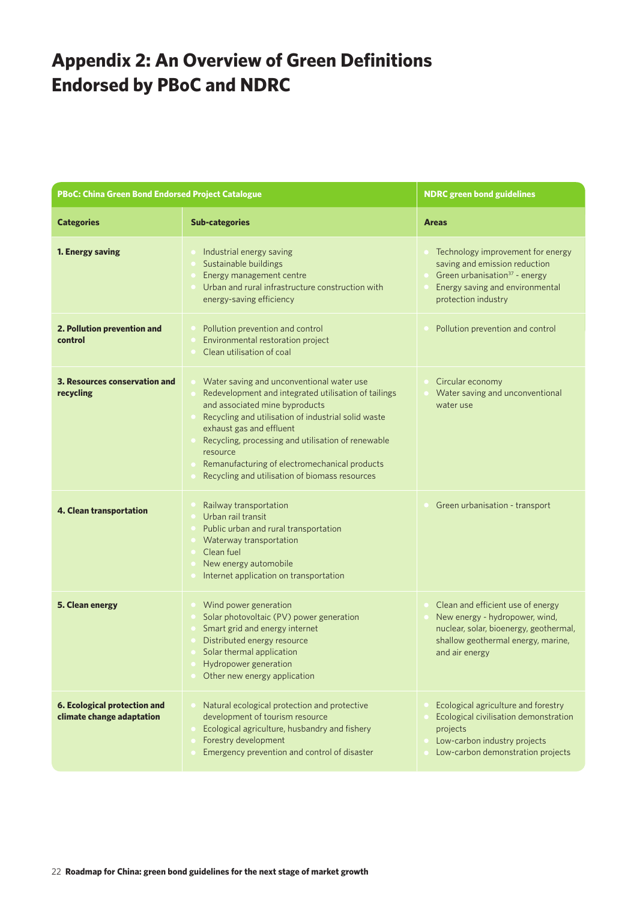# Appendix 2: An Overview of Green Definitions Endorsed by PBoC and NDRC

| PBoC: China Green Bond Endorsed Project Catalogue | | NDRC green bond guidelines |
|---|---|---|
| **Categories** | **Sub-categories** | **Areas** |
| **1. Energy saving** | • Industrial energy saving<br>• Sustainable buildings<br>• Energy management centre<br>• Urban and rural infrastructure construction with energy-saving efficiency | • Technology improvement for energy saving and emission reduction<br>• Green urbanisation[37] - energy<br>• Energy saving and environmental protection industry |
| **2. Pollution prevention and control** | • Pollution prevention and control<br>• Environmental restoration project<br>• Clean utilisation of coal | • Pollution prevention and control |
| **3. Resources conservation and recycling** | • Water saving and unconventional water use<br>• Redevelopment and integrated utilisation of tailings and associated mine byproducts<br>• Recycling and utilisation of industrial solid waste exhaust gas and effluent<br>• Recycling, processing and utilisation of renewable resource<br>• Remanufacturing of electromechanical products<br>• Recycling and utilisation of biomass resources | • Circular economy<br>• Water saving and unconventional water use |
| **4. Clean transportation** | • Railway transportation<br>• Urban rail transit<br>• Public urban and rural transportation<br>• Waterway transportation<br>• Clean fuel<br>• New energy automobile<br>• Internet application on transportation | • Green urbanisation - transport |
| **5. Clean energy** | • Wind power generation<br>• Solar photovoltaic (PV) power generation<br>• Smart grid and energy internet<br>• Distributed energy resource<br>• Solar thermal application<br>• Hydropower generation<br>• Other new energy application | • Clean and efficient use of energy<br>• New energy - hydropower, wind, nuclear, solar, bioenergy, geothermal, shallow geothermal energy, marine, and air energy |
| **6. Ecological protection and climate change adaptation** | • Natural ecological protection and protective development of tourism resource<br>• Ecological agriculture, husbandry and fishery<br>• Forestry development<br>• Emergency prevention and control of disaster | • Ecological agriculture and forestry<br>• Ecological civilisation demonstration projects<br>• Low-carbon industry projects<br>• Low-carbon demonstration projects |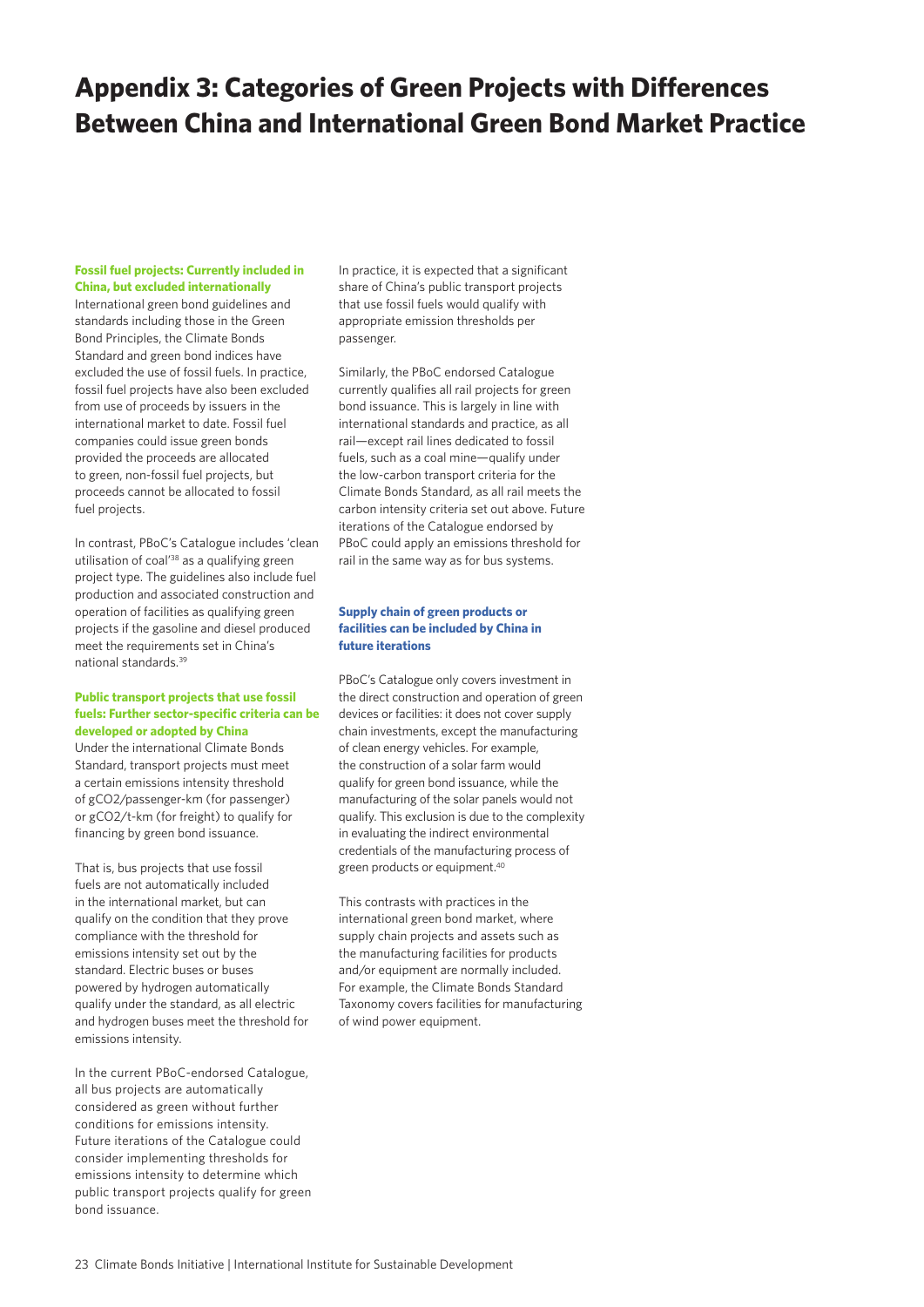# Appendix 3: Categories of Green Projects with Differences Between China and International Green Bond Market Practice

### Fossil fuel projects: Currently included in China, but excluded internationally

International green bond guidelines and standards including those in the Green Bond Principles, the Climate Bonds Standard and green bond indices have excluded the use of fossil fuels. In practice, fossil fuel projects have also been excluded from use of proceeds by issuers in the international market to date. Fossil fuel companies could issue green bonds provided the proceeds are allocated to green, non-fossil fuel projects, but proceeds cannot be allocated to fossil fuel projects.

In contrast, PBoC's Catalogue includes 'clean utilisation of coal'[38] as a qualifying green project type. The guidelines also include fuel production and associated construction and operation of facilities as qualifying green projects if the gasoline and diesel produced meet the requirements set in China's national standards.[39]

### Public transport projects that use fossil fuels: Further sector-specific criteria can be developed or adopted by China

Under the international Climate Bonds Standard, transport projects must meet a certain emissions intensity threshold of $gCO_2$/passenger-km (for passenger) or $gCO_2$/t-km (for freight) to qualify for financing by green bond issuance.

That is, bus projects that use fossil fuels are not automatically included in the international market, but can qualify on the condition that they prove compliance with the threshold for emissions intensity set out by the standard. Electric buses or buses powered by hydrogen automatically qualify under the standard, as all electric and hydrogen buses meet the threshold for emissions intensity.

In the current PBoC-endorsed Catalogue, all bus projects are automatically considered as green without further conditions for emissions intensity. Future iterations of the Catalogue could consider implementing thresholds for emissions intensity to determine which public transport projects qualify for green bond issuance.

In practice, it is expected that a significant share of China's public transport projects that use fossil fuels would qualify with appropriate emission thresholds per passenger.

Similarly, the PBoC endorsed Catalogue currently qualifies all rail projects for green bond issuance. This is largely in line with international standards and practice, as all rail—except rail lines dedicated to fossil fuels, such as a coal mine—qualify under the low-carbon transport criteria for the Climate Bonds Standard, as all rail meets the carbon intensity criteria set out above. Future iterations of the Catalogue endorsed by PBoC could apply an emissions threshold for rail in the same way as for bus systems.

### Supply chain of green products or facilities can be included by China in future iterations

PBoC's Catalogue only covers investment in the direct construction and operation of green devices or facilities: it does not cover supply chain investments, except the manufacturing of clean energy vehicles. For example, the construction of a solar farm would qualify for green bond issuance, while the manufacturing of the solar panels would not qualify. This exclusion is due to the complexity in evaluating the indirect environmental credentials of the manufacturing process of green products or equipment.[40]

This contrasts with practices in the international green bond market, where supply chain projects and assets such as the manufacturing facilities for products and/or equipment are normally included. For example, the Climate Bonds Standard Taxonomy covers facilities for manufacturing of wind power equipment.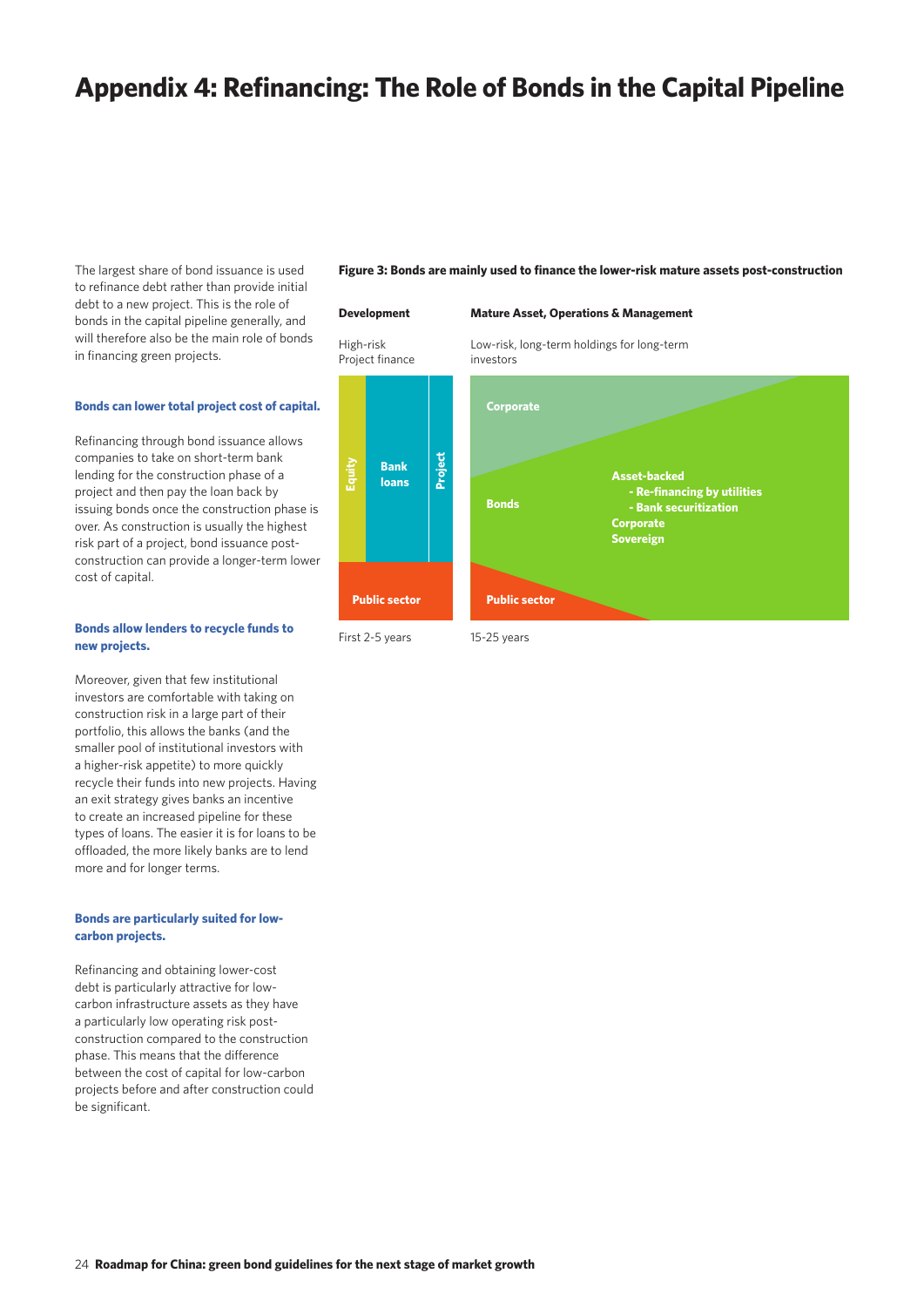# Appendix 4: Refinancing: The Role of Bonds in the Capital Pipeline

The largest share of bond issuance is used to refinance debt rather than provide initial debt to a new project. This is the role of bonds in the capital pipeline generally, and will therefore also be the main role of bonds in financing green projects.

**Bonds can lower total project cost of capital.**

Refinancing through bond issuance allows companies to take on short-term bank lending for the construction phase of a project and then pay the loan back by issuing bonds once the construction phase is over. As construction is usually the highest risk part of a project, bond issuance post-construction can provide a longer-term lower cost of capital.

**Bonds allow lenders to recycle funds to new projects.**

Moreover, given that few institutional investors are comfortable with taking on construction risk in a large part of their portfolio, this allows the banks (and the smaller pool of institutional investors with a higher-risk appetite) to more quickly recycle their funds into new projects. Having an exit strategy gives banks an incentive to create an increased pipeline for these types of loans. The easier it is for loans to be offloaded, the more likely banks are to lend more and for longer terms.

**Bonds are particularly suited for low-carbon projects.**

Refinancing and obtaining lower-cost debt is particularly attractive for low-carbon infrastructure assets as they have a particularly low operating risk post-construction compared to the construction phase. This means that the difference between the cost of capital for low-carbon projects before and after construction could be significant.

**Figure 3: Bonds are mainly used to finance the lower-risk mature assets post-construction**

**Development**

High-risk
Project finance

- Equity
- Bank loans
- Project
- Public sector

First 2-5 years

**Mature Asset, Operations & Management**

Low-risk, long-term holdings for long-term investors

- Corporate
- Bonds
  - Asset-backed
    - Re-financing by utilities
    - Bank securitization
  - Corporate
  - Sovereign
- Public sector

15-25 years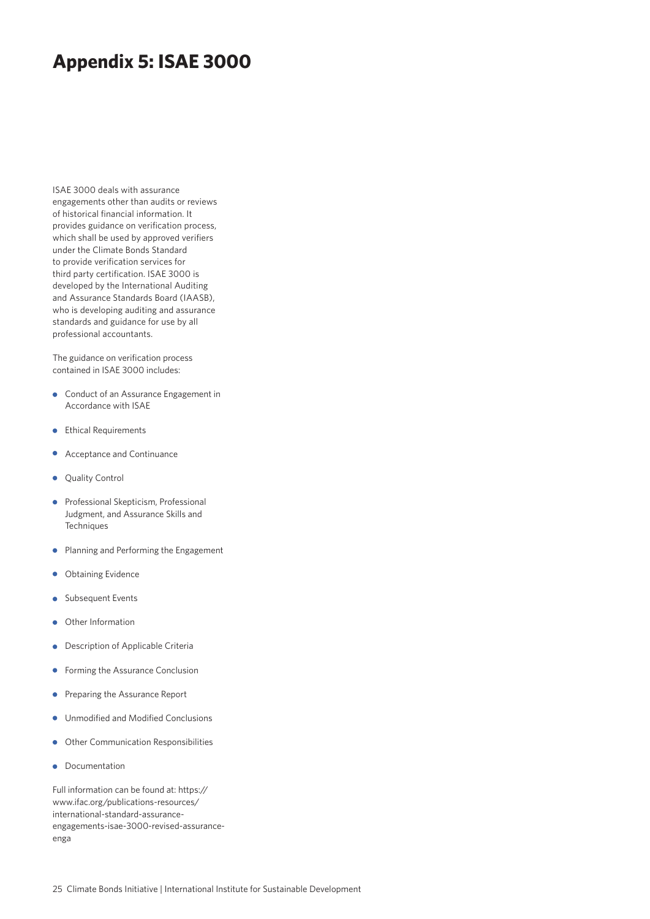# Appendix 5: ISAE 3000

ISAE 3000 deals with assurance engagements other than audits or reviews of historical financial information. It provides guidance on verification process, which shall be used by approved verifiers under the Climate Bonds Standard to provide verification services for third party certification. ISAE 3000 is developed by the International Auditing and Assurance Standards Board (IAASB), who is developing auditing and assurance standards and guidance for use by all professional accountants.

The guidance on verification process contained in ISAE 3000 includes:

- Conduct of an Assurance Engagement in Accordance with ISAE
- Ethical Requirements
- Acceptance and Continuance
- Quality Control
- Professional Skepticism, Professional Judgment, and Assurance Skills and Techniques
- Planning and Performing the Engagement
- Obtaining Evidence
- Subsequent Events
- Other Information
- Description of Applicable Criteria
- Forming the Assurance Conclusion
- Preparing the Assurance Report
- Unmodified and Modified Conclusions
- Other Communication Responsibilities
- Documentation

Full information can be found at: https://www.ifac.org/publications-resources/international-standard-assurance-engagements-isae-3000-revised-assurance-enga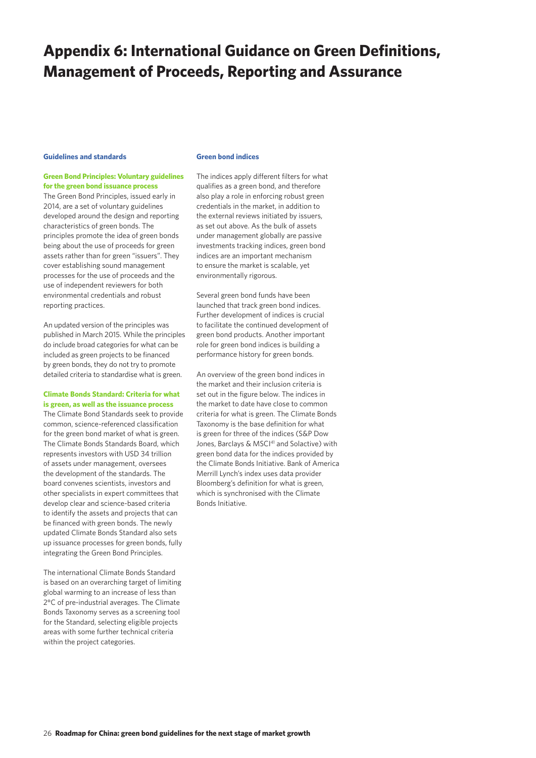# Appendix 6: International Guidance on Green Definitions, Management of Proceeds, Reporting and Assurance

## Guidelines and standards

### Green Bond Principles: Voluntary guidelines for the green bond issuance process

The Green Bond Principles, issued early in 2014, are a set of voluntary guidelines developed around the design and reporting characteristics of green bonds. The principles promote the idea of green bonds being about the use of proceeds for green assets rather than for green "issuers". They cover establishing sound management processes for the use of proceeds and the use of independent reviewers for both environmental credentials and robust reporting practices.

An updated version of the principles was published in March 2015. While the principles do include broad categories for what can be included as green projects to be financed by green bonds, they do not try to promote detailed criteria to standardise what is green.

### Climate Bonds Standard: Criteria for what is green, as well as the issuance process

The Climate Bond Standards seek to provide common, science-referenced classification for the green bond market of what is green. The Climate Bonds Standards Board, which represents investors with USD 34 trillion of assets under management, oversees the development of the standards. The board convenes scientists, investors and other specialists in expert committees that develop clear and science-based criteria to identify the assets and projects that can be financed with green bonds. The newly updated Climate Bonds Standard also sets up issuance processes for green bonds, fully integrating the Green Bond Principles.

The international Climate Bonds Standard is based on an overarching target of limiting global warming to an increase of less than 2°C of pre-industrial averages. The Climate Bonds Taxonomy serves as a screening tool for the Standard, selecting eligible projects areas with some further technical criteria within the project categories.

## Green bond indices

The indices apply different filters for what qualifies as a green bond, and therefore also play a role in enforcing robust green credentials in the market, in addition to the external reviews initiated by issuers, as set out above. As the bulk of assets under management globally are passive investments tracking indices, green bond indices are an important mechanism to ensure the market is scalable, yet environmentally rigorous.

Several green bond funds have been launched that track green bond indices. Further development of indices is crucial to facilitate the continued development of green bond products. Another important role for green bond indices is building a performance history for green bonds.

An overview of the green bond indices in the market and their inclusion criteria is set out in the figure below. The indices in the market to date have close to common criteria for what is green. The Climate Bonds Taxonomy is the base definition for what is green for three of the indices (S&P Dow Jones, Barclays & MSCI[41] and Solactive) with green bond data for the indices provided by the Climate Bonds Initiative. Bank of America Merrill Lynch's index uses data provider Bloomberg's definition for what is green, which is synchronised with the Climate Bonds Initiative.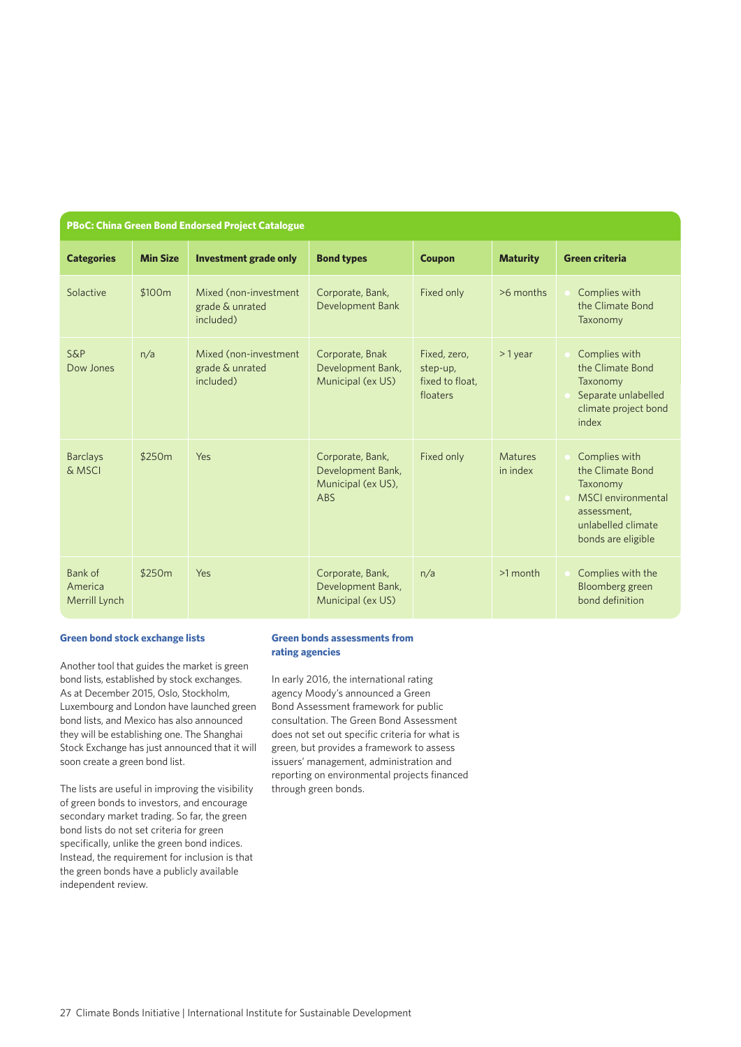| PBoC: China Green Bond Endorsed Project Catalogue | | | | | | |
|---|---|---|---|---|---|---|
| **Categories** | **Min Size** | **Investment grade only** | **Bond types** | **Coupon** | **Maturity** | **Green criteria** |
| Solactive | $100m | Mixed (non-investment grade & unrated included) | Corporate, Bank, Development Bank | Fixed only | >6 months | • Complies with the Climate Bond Taxonomy |
| S&P Dow Jones | n/a | Mixed (non-investment grade & unrated included) | Corporate, Bnak Development Bank, Municipal (ex US) | Fixed, zero, step-up, fixed to float, floaters | > 1 year | • Complies with the Climate Bond Taxonomy • Separate unlabelled climate project bond index |
| Barclays & MSCI | $250m | Yes | Corporate, Bank, Development Bank, Municipal (ex US), ABS | Fixed only | Matures in index | • Complies with the Climate Bond Taxonomy • MSCI environmental assessment, unlabelled climate bonds are eligible |
| Bank of America Merrill Lynch | $250m | Yes | Corporate, Bank, Development Bank, Municipal (ex US) | n/a | >1 month | • Complies with the Bloomberg green bond definition |

### Green bond stock exchange lists

Another tool that guides the market is green bond lists, established by stock exchanges. As at December 2015, Oslo, Stockholm, Luxembourg and London have launched green bond lists, and Mexico has also announced they will be establishing one. The Shanghai Stock Exchange has just announced that it will soon create a green bond list.

The lists are useful in improving the visibility of green bonds to investors, and encourage secondary market trading. So far, the green bond lists do not set criteria for green specifically, unlike the green bond indices. Instead, the requirement for inclusion is that the green bonds have a publicly available independent review.

### Green bonds assessments from rating agencies

In early 2016, the international rating agency Moody's announced a Green Bond Assessment framework for public consultation. The Green Bond Assessment does not set out specific criteria for what is green, but provides a framework to assess issuers' management, administration and reporting on environmental projects financed through green bonds.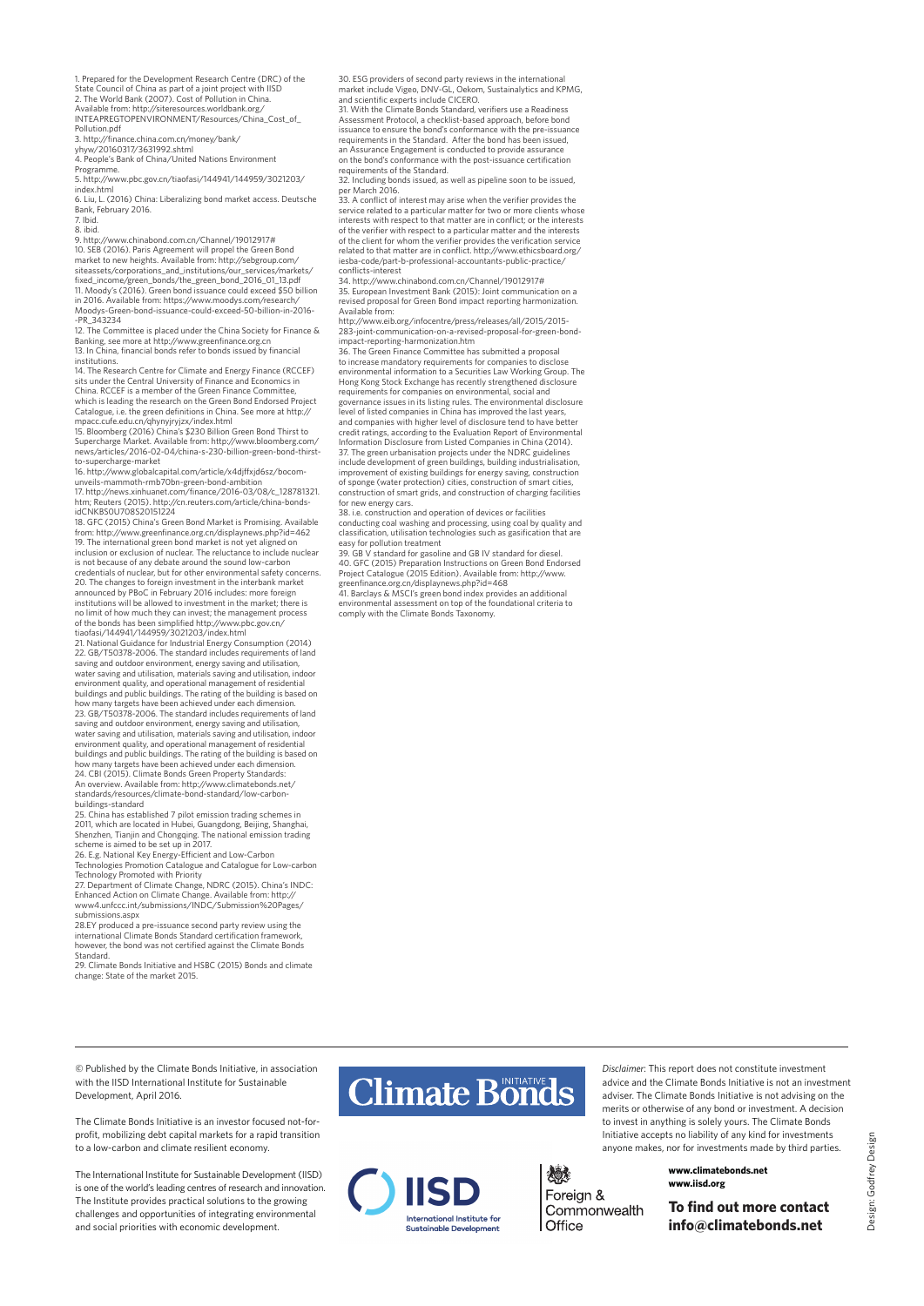1. Prepared for the Development Research Centre (DRC) of the State Council of China as part of a joint project with IISD
2. The World Bank (2007). Cost of Pollution in China. Available from: http://siteresources.worldbank.org/INTEAPREGTOPENVIRONMENT/Resources/China_Cost_of_Pollution.pdf
3. http://finance.china.com.cn/money/bank/yhyw/20160317/3631992.shtml
4. People's Bank of China/United Nations Environment Programme.
5. http://www.pbc.gov.cn/tiaofasi/144941/144959/3021203/index.html
6. Liu, L. (2016) China: Liberalizing bond market access. Deutsche Bank, February 2016.
7. Ibid.
8. ibid.
9. http://www.chinabond.com.cn/Channel/19012917#
10. SEB (2016). Paris Agreement will propel the Green Bond market to new heights. Available from: http://sebgroup.com/siteassets/corporations_and_institutions/our_services/markets/fixed_income/green_bonds/the_green_bond_2016_01_13.pdf
11. Moody's (2016). Green bond issuance could exceed $50 billion in 2016. Available from: https://www.moodys.com/research/Moodys-Green-bond-issuance-could-exceed-50-billion-in-2016--PR_343234
12. The Committee is placed under the China Society for Finance & Banking, see more at http://www.greenfinance.org.cn
13. In China, financial bonds refer to bonds issued by financial institutions.
14. The Research Centre for Climate and Energy Finance (RCCEF) sits under the Central University of Finance and Economics in China. RCCEF is a member of the Green Finance Committee, which is leading the research on the Green Bond Endorsed Project Catalogue, i.e. the green definitions in China. See more at http://mpacc.cufe.edu.cn/qhynyjryjzx/index.html
15. Bloomberg (2016) China's $230 Billion Green Bond Thirst to Supercharge Market. Available from: http://www.bloomberg.com/news/articles/2016-02-04/china-s-230-billion-green-bond-thirst-to-supercharge-market
16. http://news.globalcapital.com/article/x4djffxjd6sz/bocom-unveils-mammoth-rmb70bn-green-bond-ambition
17. http://news.xinhuanet.com/finance/2016-03/08/c_128781321.htm; Reuters (2015). http://cn.reuters.com/article/china-bonds-idCNKBS0U708S20151224
18. GFC (2015) China's Green Bond Market is Promising. Available from: http://www.greenfinance.org.cn/displaynews.php?id=462
19. The international green bond market is not yet aligned on inclusion or exclusion of nuclear. The reluctance to include nuclear is not because of any debate around the sound low-carbon credentials of nuclear, but for other environmental safety concerns.
20. The changes to foreign investment in the interbank market announced by PBoC in February 2016 includes: more foreign institutions will be allowed to investment in the market; there is no limit of how much they can invest; the management process of the bonds has been simplified http://www.pbc.gov.cn/tiaofasi/144941/144959/3021203/index.html
21. National Guidance for Industrial Energy Consumption (2014)
22. GB/T50378-2006. The standard includes requirements of land saving and outdoor environment, energy saving and utilisation, water saving and utilisation, materials saving and utilisation, indoor environment quality, and operational management of residential buildings and public buildings. The rating of the building is based on how many targets have been achieved under each dimension.
23. GB/T50378-2006. The standard includes requirements of land saving and outdoor environment, energy saving and utilisation, water saving and utilisation, materials saving and utilisation, indoor environment quality, and operational management of residential buildings and public buildings. The rating of the building is based on how many targets have been achieved under each dimension.
24. CBI (2015). Climate Bonds Green Property Standards: An overview. Available from: http://www.climatebonds.net/standards/resources/climate-bond-standard/low-carbon-buildings-standard
25. China has established 7 pilot emission trading schemes in 2011, which are located in Hubei, Guangdong, Beijing, Shanghai, Shenzhen, Tianjin and Chongqing. The national emission trading scheme is aimed to be set up in 2017.
26. E.g. National Key Energy-Efficient and Low-Carbon Technologies Promotion Catalogue and Catalogue for Low-carbon Technology Promoted with Priority
27. Department of Climate Change, NDRC (2015). China's INDC: Enhanced Action on Climate Change. Available from: http://www4.unfccc.int/submissions/INDC/Submission%20Pages/submissions.aspx
28.EY produced a pre-issuance second party review using the international Climate Bonds Standard certification framework, however, the bond was not certified against the Climate Bonds Standard.
29. Climate Bonds Initiative and HSBC (2015) Bonds and climate change: State of the market 2015.
30. ESG providers of second party reviews in the international market include Vigeo, DNV-GL, Oekom, Sustainalytics and KPMG, and scientific experts include CICERO.
31. With the Climate Bonds Standard, verifiers use a Readiness Assessment Protocol, a checklist-based approach, before bond issuance to ensure the bond's conformance with the pre-issuance requirements in the Standard. After the bond has been issued, an Assurance Engagement is conducted to provide assurance on the bond's conformance with the post-issuance certification requirements of the Standard.
32. Including bonds issued, as well as pipeline soon to be issued, per March 2016.
33. A conflict of interest may arise when the verifier provides the service related to a particular matter for two or more clients whose interests with respect to that matter are in conflict; or the interests of the verifier with respect to a particular matter and the interests of the client for whom the verifier provides the verification service related to that matter are in conflict. http://www.ethicsboard.org/iesba-code/part-b-professional-accountants-public-practice/conflicts-interest
34. http://www.chinabond.com.cn/Channel/19012917#
35. European Investment Bank (2015): Joint communication on a revised proposal for Green Bond impact reporting harmonization. Available from: http://www.eib.org/infocentre/press/releases/all/2015/2015-283-joint-communication-on-a-revised-proposal-for-green-bond-impact-reporting-harmonization.htm
36. The Green Finance Committee has submitted a proposal to increase mandatory requirements for companies to disclose environmental information to a Securities Law Working Group. The Hong Kong Stock Exchange has recently strengthened disclosure requirements for companies on environmental, social and governance issues in its listing rules. The environmental disclosure level of listed companies in China has improved the last years, and companies with higher level of disclosure tend to have better credit ratings, according to the Evaluation Report of Environmental Information Disclosure from Listed Companies in China (2014).
37. The green urbanisation projects under the NDRC guidelines include development of green buildings, building industrialisation, improvement of existing buildings for energy saving, construction of sponge (water protection) cities, construction of smart cities, construction of smart grids, and construction of charging facilities for new energy cars.
38. i.e. construction and operation of devices or facilities conducting coal washing and processing, using coal by quality and classification, utilisation technologies such as gasification that are easy for pollution treatment
39. GB V standard for gasoline and GB IV standard for diesel.
40. GFC (2015) Preparation Instructions on Green Bond Endorsed Project Catalogue (2015 Edition). Available from: http://www.greenfinance.org.cn/displaynews.php?id=468
41. Barclays & MSCI's green bond index provides an additional environmental assessment on top of the foundational criteria to comply with the Climate Bonds Taxonomy.

---

© Published by the Climate Bonds Initiative, in association with the IISD International Institute for Sustainable Development, April 2016.

The Climate Bonds Initiative is an investor focused not-for-profit, mobilizing debt capital markets for a rapid transition to a low-carbon and climate resilient economy.

The International Institute for Sustainable Development (IISD) is one of the world's leading centres of research and innovation. The Institute provides practical solutions to the growing challenges and opportunities of integrating environmental and social priorities with economic development.

Climate Bonds INITIATIVE

IISD International Institute for Sustainable Development

Foreign & Commonwealth Office

*Disclaimer*: This report does not constitute investment advice and the Climate Bonds Initiative is not an investment adviser. The Climate Bonds Initiative is not advising on the merits or otherwise of any bond or investment. A decision to invest in anything is solely yours. The Climate Bonds Initiative accepts no liability of any kind for investments anyone makes, nor for investments made by third parties.

**www.climatebonds.net**
**www.iisd.org**

**To find out more contact info@climatebonds.net**

Design: Godfrey Design